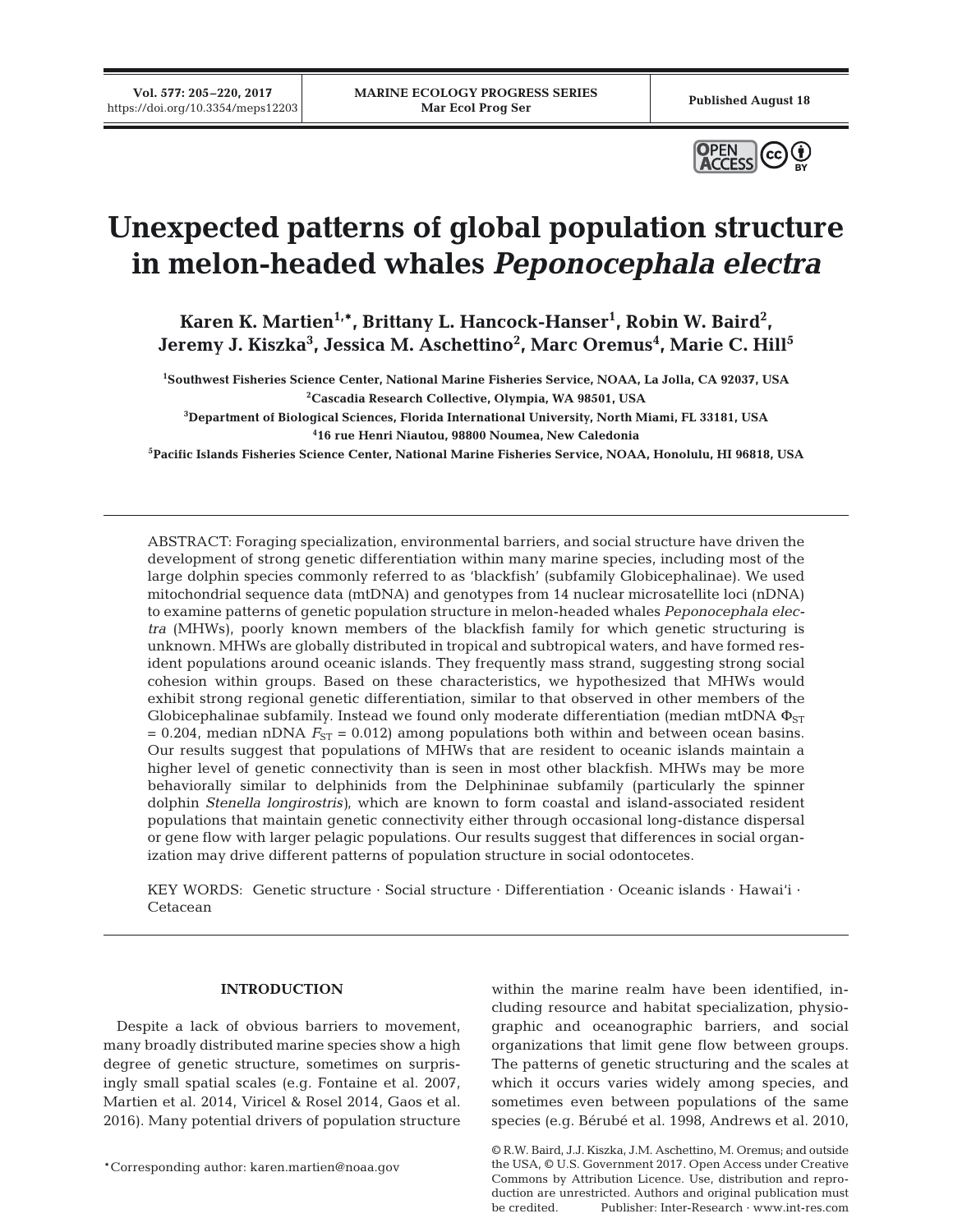# Unexpected patterns of global population structure in melon-headed whales *Peponocephala electra*

**Karen K. Martien[1,*], Brittany L. Hancock-Hanser[1], Robin W. Baird[2], Jeremy J. Kiszka[3], Jessica M. Aschettino[2], Marc Oremus[4], Marie C. Hill[5]**

[1]Southwest Fisheries Science Center, National Marine Fisheries Service, NOAA, La Jolla, CA 92037, USA
[2]Cascadia Research Collective, Olympia, WA 98501, USA
[3]Department of Biological Sciences, Florida International University, North Miami, FL 33181, USA
[4]16 rue Henri Niautou, 98800 Noumea, New Caledonia
[5]Pacific Islands Fisheries Science Center, National Marine Fisheries Service, NOAA, Honolulu, HI 96818, USA

ABSTRACT: Foraging specialization, environmental barriers, and social structure have driven the development of strong genetic differentiation within many marine species, including most of the large dolphin species commonly referred to as 'blackfish' (subfamily Globicephalinae). We used mitochondrial sequence data (mtDNA) and genotypes from 14 nuclear microsatellite loci (nDNA) to examine patterns of genetic population structure in melon-headed whales *Peponocephala electra* (MHWs), poorly known members of the blackfish family for which genetic structuring is unknown. MHWs are globally distributed in tropical and subtropical waters, and have formed resident populations around oceanic islands. They frequently mass strand, suggesting strong social cohesion within groups. Based on these characteristics, we hypothesized that MHWs would exhibit strong regional genetic differentiation, similar to that observed in other members of the Globicephalinae subfamily. Instead we found only moderate differentiation (median mtDNA $\Phi_{ST}$ = 0.204, median nDNA $F_{ST}$ = 0.012) among populations both within and between ocean basins. Our results suggest that populations of MHWs that are resident to oceanic islands maintain a higher level of genetic connectivity than is seen in most other blackfish. MHWs may be more behaviorally similar to delphinids from the Delphininae subfamily (particularly the spinner dolphin *Stenella longirostris*), which are known to form coastal and island-associated resident populations that maintain genetic connectivity either through occasional long-distance dispersal or gene flow with larger pelagic populations. Our results suggest that differences in social organization may drive different patterns of population structure in social odontocetes.

KEY WORDS: Genetic structure · Social structure · Differentiation · Oceanic islands · Hawai'i · Cetacean

## INTRODUCTION

Despite a lack of obvious barriers to movement, many broadly distributed marine species show a high degree of genetic structure, sometimes on surprisingly small spatial scales (e.g. Fontaine et al. 2007, Martien et al. 2014, Viricel & Rosel 2014, Gaos et al. 2016). Many potential drivers of population structure within the marine realm have been identified, including resource and habitat specialization, physiographic and oceanographic barriers, and social organizations that limit gene flow between groups. The patterns of genetic structuring and the scales at which it occurs varies widely among species, and sometimes even between populations of the same species (e.g. Bérubé et al. 1998, Andrews et al. 2010,

*Corresponding author: karen.martien@noaa.gov

© R.W. Baird, J.J. Kiszka, J.M. Aschettino, M. Oremus; and outside the USA, © U.S. Government 2017. Open Access under Creative Commons by Attribution Licence. Use, distribution and reproduction are unrestricted. Authors and original publication must be credited. Publisher: Inter-Research · www.int-res.com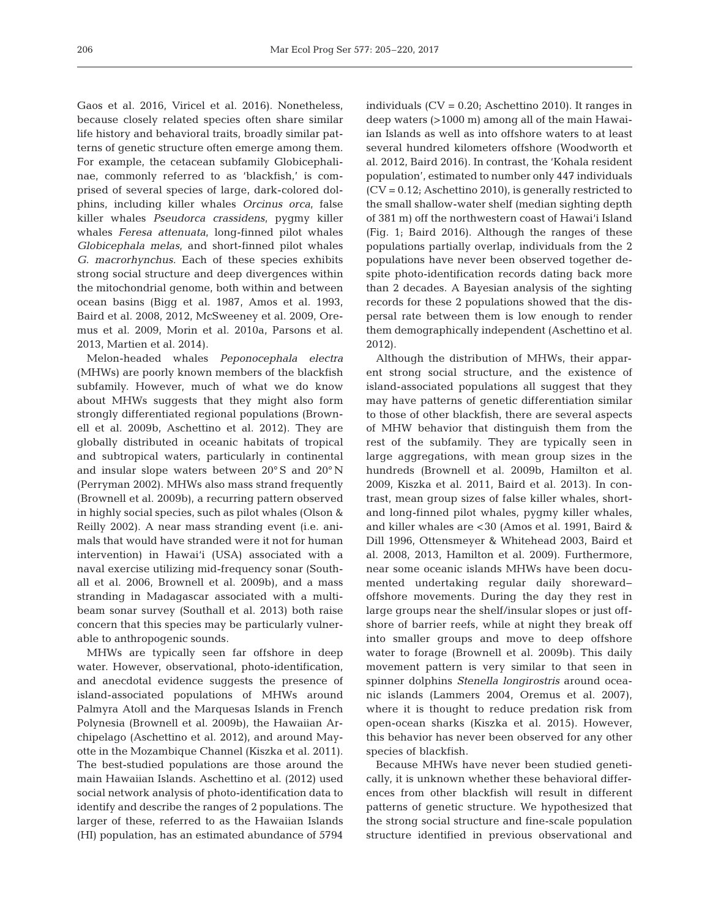Gaos et al. 2016, Viricel et al. 2016). Nonetheless, because closely related species often share similar life history and behavioral traits, broadly similar patterns of genetic structure often emerge among them. For example, the cetacean subfamily Globicephalinae, commonly referred to as 'blackfish,' is comprised of several species of large, dark-colored dolphins, including killer whales *Orcinus orca*, false killer whales *Pseudorca crassidens*, pygmy killer whales *Feresa attenuata*, long-finned pilot whales *Globicephala melas*, and short-finned pilot whales *G. macrorhynchus*. Each of these species exhibits strong social structure and deep divergences within the mitochondrial genome, both within and between ocean basins (Bigg et al. 1987, Amos et al. 1993, Baird et al. 2008, 2012, McSweeney et al. 2009, Oremus et al. 2009, Morin et al. 2010a, Parsons et al. 2013, Martien et al. 2014).

Melon-headed whales *Peponocephala electra* (MHWs) are poorly known members of the blackfish subfamily. However, much of what we do know about MHWs suggests that they might also form strongly differentiated regional populations (Brownell et al. 2009b, Aschettino et al. 2012). They are globally distributed in oceanic habitats of tropical and subtropical waters, particularly in continental and insular slope waters between 20° S and 20° N (Perryman 2002). MHWs also mass strand frequently (Brownell et al. 2009b), a recurring pattern observed in highly social species, such as pilot whales (Olson & Reilly 2002). A near mass stranding event (i.e. animals that would have stranded were it not for human intervention) in Hawai'i (USA) associated with a naval exercise utilizing mid-frequency sonar (Southall et al. 2006, Brownell et al. 2009b), and a mass stranding in Madagascar associated with a multibeam sonar survey (Southall et al. 2013) both raise concern that this species may be particularly vulnerable to anthropogenic sounds.

MHWs are typically seen far offshore in deep water. However, observational, photo-identification, and anecdotal evidence suggests the presence of island-associated populations of MHWs around Palmyra Atoll and the Marquesas Islands in French Polynesia (Brownell et al. 2009b), the Hawaiian Archipelago (Aschettino et al. 2012), and around Mayotte in the Mozambique Channel (Kiszka et al. 2011). The best-studied populations are those around the main Hawaiian Islands. Aschettino et al. (2012) used social network analysis of photo-identification data to identify and describe the ranges of 2 populations. The larger of these, referred to as the Hawaiian Islands (HI) population, has an estimated abundance of 5794 individuals (CV = 0.20; Aschettino 2010). It ranges in deep waters (>1000 m) among all of the main Hawaiian Islands as well as into offshore waters to at least several hundred kilometers offshore (Woodworth et al. 2012, Baird 2016). In contrast, the 'Kohala resident population', estimated to number only 447 individuals (CV = 0.12; Aschettino 2010), is generally restricted to the small shallow-water shelf (median sighting depth of 381 m) off the northwestern coast of Hawai'i Island (Fig. 1; Baird 2016). Although the ranges of these populations partially overlap, individuals from the 2 populations have never been observed together despite photo-identification records dating back more than 2 decades. A Bayesian analysis of the sighting records for these 2 populations showed that the dispersal rate between them is low enough to render them demographically independent (Aschettino et al. 2012).

Although the distribution of MHWs, their apparent strong social structure, and the existence of island-associated populations all suggest that they may have patterns of genetic differentiation similar to those of other blackfish, there are several aspects of MHW behavior that distinguish them from the rest of the subfamily. They are typically seen in large aggregations, with mean group sizes in the hundreds (Brownell et al. 2009b, Hamilton et al. 2009, Kiszka et al. 2011, Baird et al. 2013). In contrast, mean group sizes of false killer whales, short- and long-finned pilot whales, pygmy killer whales, and killer whales are <30 (Amos et al. 1991, Baird & Dill 1996, Ottensmeyer & Whitehead 2003, Baird et al. 2008, 2013, Hamilton et al. 2009). Furthermore, near some oceanic islands MHWs have been documented undertaking regular daily shoreward–offshore movements. During the day they rest in large groups near the shelf/insular slopes or just offshore of barrier reefs, while at night they break off into smaller groups and move to deep offshore water to forage (Brownell et al. 2009b). This daily movement pattern is very similar to that seen in spinner dolphins *Stenella longirostris* around oceanic islands (Lammers 2004, Oremus et al. 2007), where it is thought to reduce predation risk from open-ocean sharks (Kiszka et al. 2015). However, this behavior has never been observed for any other species of blackfish.

Because MHWs have never been studied genetically, it is unknown whether these behavioral differences from other blackfish will result in different patterns of genetic structure. We hypothesized that the strong social structure and fine-scale population structure identified in previous observational and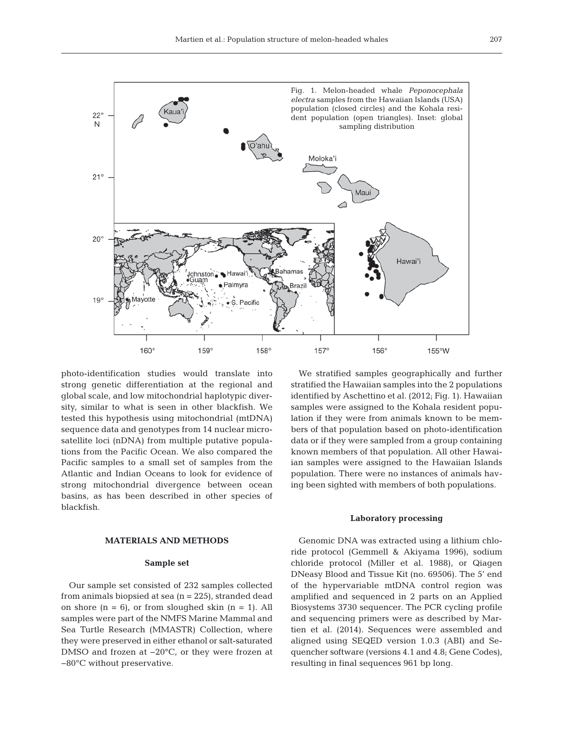Fig. 1. Melon-headed whale *Peponocephala electra* samples from the Hawaiian Islands (USA) population (closed circles) and the Kohala resident population (open triangles). Inset: global sampling distribution

photo-identification studies would translate into strong genetic differentiation at the regional and global scale, and low mitochondrial haplotypic diversity, similar to what is seen in other blackfish. We tested this hypothesis using mitochondrial (mtDNA) sequence data and genotypes from 14 nuclear microsatellite loci (nDNA) from multiple putative populations from the Pacific Ocean. We also compared the Pacific samples to a small set of samples from the Atlantic and Indian Oceans to look for evidence of strong mitochondrial divergence between ocean basins, as has been described in other species of blackfish.

## MATERIALS AND METHODS

### Sample set

Our sample set consisted of 232 samples collected from animals biopsied at sea (n = 225), stranded dead on shore (n = 6), or from sloughed skin (n = 1). All samples were part of the NMFS Marine Mammal and Sea Turtle Research (MMASTR) Collection, where they were preserved in either ethanol or salt-saturated DMSO and frozen at −20°C, or they were frozen at −80°C without preservative.

We stratified samples geographically and further stratified the Hawaiian samples into the 2 populations identified by Aschettino et al. (2012; Fig. 1). Hawaiian samples were assigned to the Kohala resident population if they were from animals known to be members of that population based on photo-identification data or if they were sampled from a group containing known members of that population. All other Hawaiian samples were assigned to the Hawaiian Islands population. There were no instances of animals having been sighted with members of both populations.

### Laboratory processing

Genomic DNA was extracted using a lithium chloride protocol (Gemmell & Akiyama 1996), sodium chloride protocol (Miller et al. 1988), or Qiagen DNeasy Blood and Tissue Kit (no. 69506). The 5′ end of the hypervariable mtDNA control region was amplified and sequenced in 2 parts on an Applied Biosystems 3730 sequencer. The PCR cycling profile and sequencing primers were as described by Martien et al. (2014). Sequences were assembled and aligned using SEQED version 1.0.3 (ABI) and Sequencher software (versions 4.1 and 4.8; Gene Codes), resulting in final sequences 961 bp long.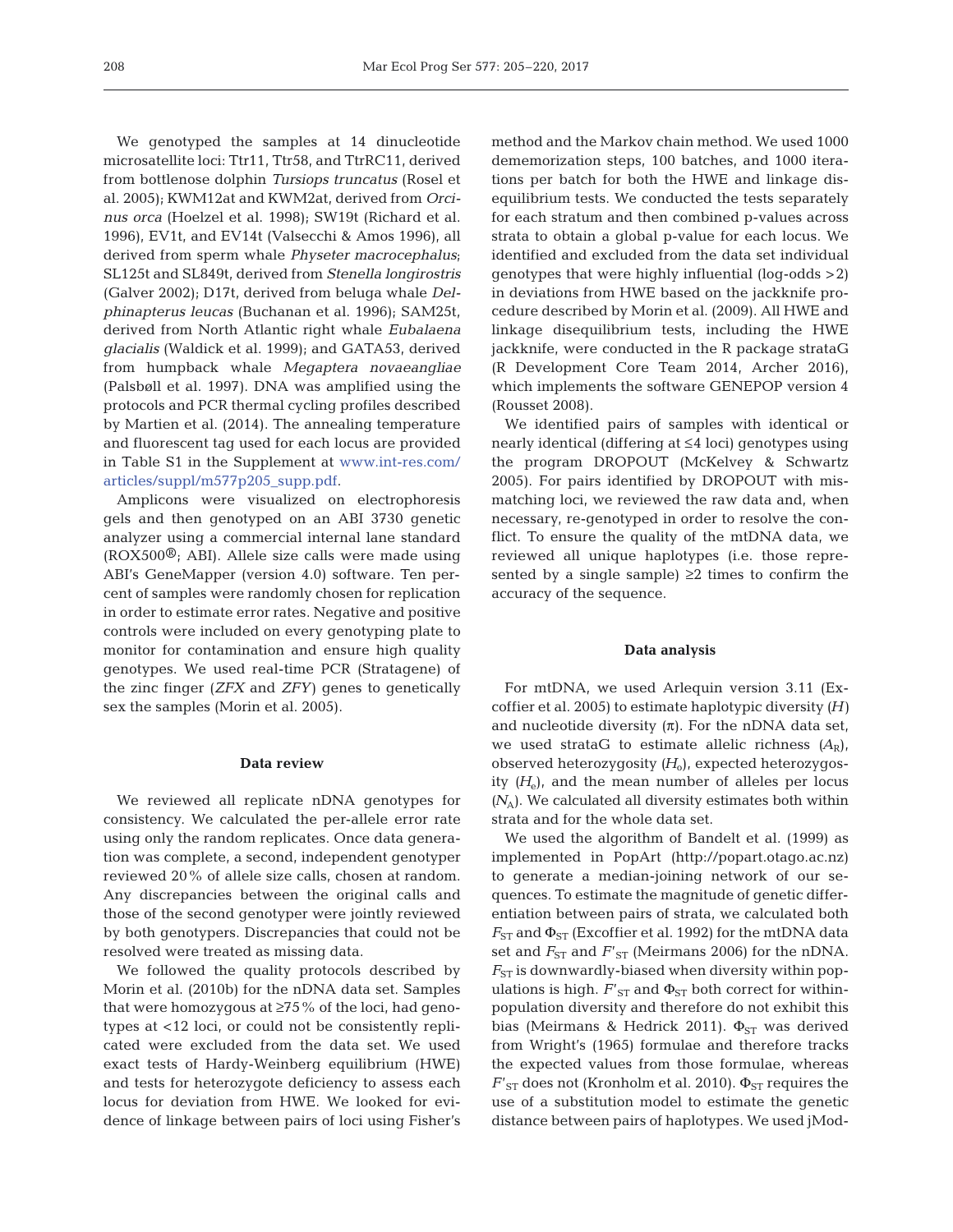We genotyped the samples at 14 dinucleotide microsatellite loci: Ttr11, Ttr58, and TtrRC11, derived from bottlenose dolphin *Tursiops truncatus* (Rosel et al. 2005); KWM12at and KWM2at, derived from *Orcinus orca* (Hoelzel et al. 1998); SW19t (Richard et al. 1996), EV1t, and EV14t (Valsecchi & Amos 1996), all derived from sperm whale *Physeter macrocephalus*; SL125t and SL849t, derived from *Stenella longirostris* (Galver 2002); D17t, derived from beluga whale *Delphinapterus leucas* (Buchanan et al. 1996); SAM25t, derived from North Atlantic right whale *Eubalaena glacialis* (Waldick et al. 1999); and GATA53, derived from humpback whale *Megaptera novaeangliae* (Palsbøll et al. 1997). DNA was amplified using the protocols and PCR thermal cycling profiles described by Martien et al. (2014). The annealing temperature and fluorescent tag used for each locus are provided in Table S1 in the Supplement at www.int-res.com/articles/suppl/m577p205_supp.pdf.

Amplicons were visualized on electrophoresis gels and then genotyped on an ABI 3730 genetic analyzer using a commercial internal lane standard (ROX500®; ABI). Allele size calls were made using ABI's GeneMapper (version 4.0) software. Ten percent of samples were randomly chosen for replication in order to estimate error rates. Negative and positive controls were included on every genotyping plate to monitor for contamination and ensure high quality genotypes. We used real-time PCR (Stratagene) of the zinc finger (*ZFX* and *ZFY*) genes to genetically sex the samples (Morin et al. 2005).

### Data review

We reviewed all replicate nDNA genotypes for consistency. We calculated the per-allele error rate using only the random replicates. Once data generation was complete, a second, independent genotyper reviewed 20% of allele size calls, chosen at random. Any discrepancies between the original calls and those of the second genotyper were jointly reviewed by both genotypers. Discrepancies that could not be resolved were treated as missing data.

We followed the quality protocols described by Morin et al. (2010b) for the nDNA data set. Samples that were homozygous at ≥75% of the loci, had genotypes at <12 loci, or could not be consistently replicated were excluded from the data set. We used exact tests of Hardy-Weinberg equilibrium (HWE) and tests for heterozygote deficiency to assess each locus for deviation from HWE. We looked for evidence of linkage between pairs of loci using Fisher's method and the Markov chain method. We used 1000 dememorization steps, 100 batches, and 1000 iterations per batch for both the HWE and linkage disequilibrium tests. We conducted the tests separately for each stratum and then combined p-values across strata to obtain a global p-value for each locus. We identified and excluded from the data set individual genotypes that were highly influential (log-odds >2) in deviations from HWE based on the jackknife procedure described by Morin et al. (2009). All HWE and linkage disequilibrium tests, including the HWE jackknife, were conducted in the R package strataG (R Development Core Team 2014, Archer 2016), which implements the software GENEPOP version 4 (Rousset 2008).

We identified pairs of samples with identical or nearly identical (differing at ≤4 loci) genotypes using the program DROPOUT (McKelvey & Schwartz 2005). For pairs identified by DROPOUT with mismatching loci, we reviewed the raw data and, when necessary, re-genotyped in order to resolve the conflict. To ensure the quality of the mtDNA data, we reviewed all unique haplotypes (i.e. those represented by a single sample) ≥2 times to confirm the accuracy of the sequence.

### Data analysis

For mtDNA, we used Arlequin version 3.11 (Excoffier et al. 2005) to estimate haplotypic diversity ($H$) and nucleotide diversity ($\pi$). For the nDNA data set, we used strataG to estimate allelic richness ($A_R$), observed heterozygosity ($H_o$), expected heterozygosity ($H_e$), and the mean number of alleles per locus ($N_A$). We calculated all diversity estimates both within strata and for the whole data set.

We used the algorithm of Bandelt et al. (1999) as implemented in PopArt (http://popart.otago.ac.nz) to generate a median-joining network of our sequences. To estimate the magnitude of genetic differentiation between pairs of strata, we calculated both $F_{ST}$ and $\Phi_{ST}$ (Excoffier et al. 1992) for the mtDNA data set and $F_{ST}$ and $F'_{ST}$ (Meirmans 2006) for the nDNA. $F_{ST}$ is downwardly-biased when diversity within populations is high. $F'_{ST}$ and $\Phi_{ST}$ both correct for within-population diversity and therefore do not exhibit this bias (Meirmans & Hedrick 2011). $\Phi_{ST}$ was derived from Wright's (1965) formulae and therefore tracks the expected values from those formulae, whereas $F'_{ST}$ does not (Kronholm et al. 2010). $\Phi_{ST}$ requires the use of a substitution model to estimate the genetic distance between pairs of haplotypes. We used jMod-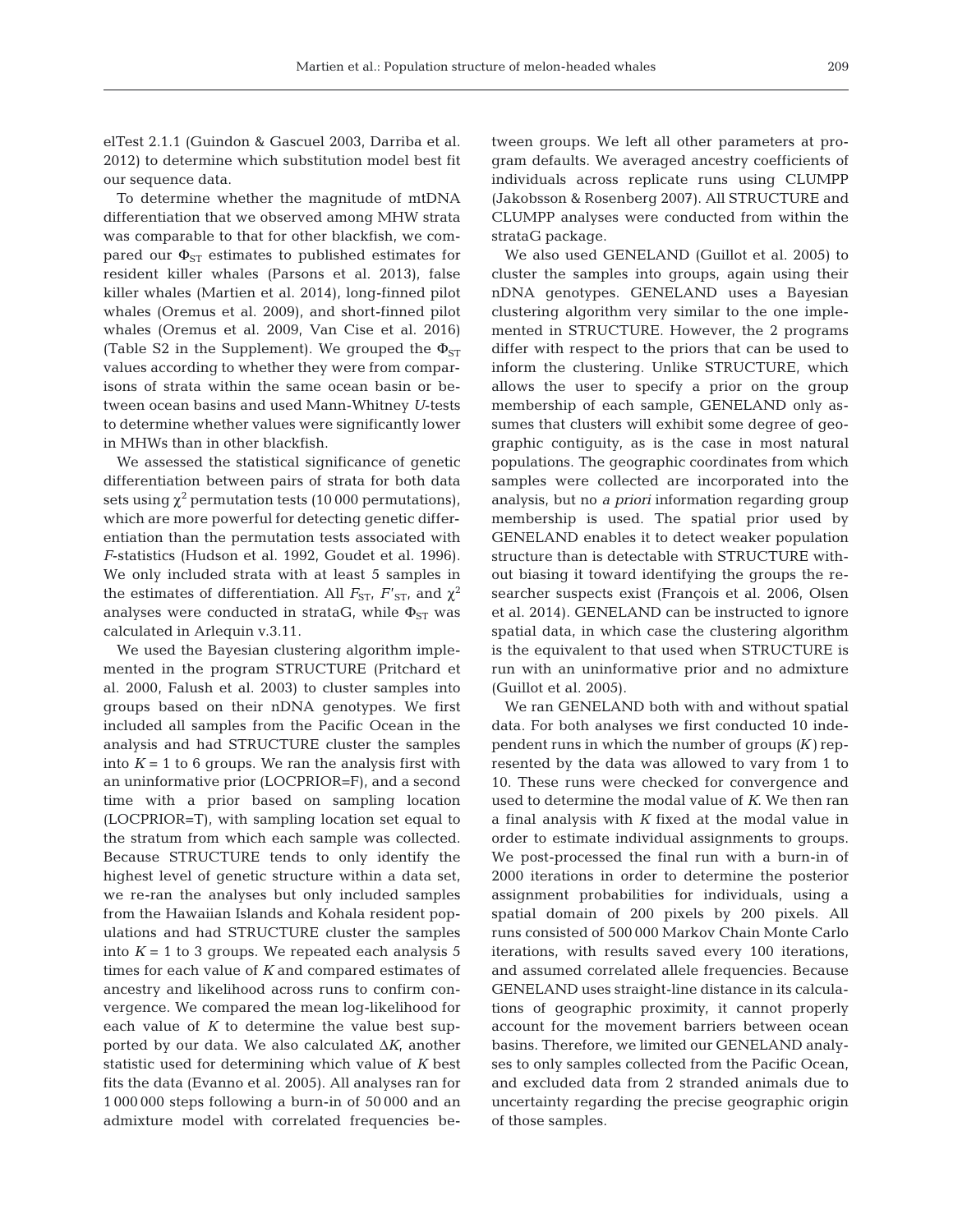elTest 2.1.1 (Guindon & Gascuel 2003, Darriba et al. 2012) to determine which substitution model best fit our sequence data.

To determine whether the magnitude of mtDNA differentiation that we observed among MHW strata was comparable to that for other blackfish, we compared our $\Phi_{ST}$ estimates to published estimates for resident killer whales (Parsons et al. 2013), false killer whales (Martien et al. 2014), long-finned pilot whales (Oremus et al. 2009), and short-finned pilot whales (Oremus et al. 2009, Van Cise et al. 2016) (Table S2 in the Supplement). We grouped the $\Phi_{ST}$ values according to whether they were from comparisons of strata within the same ocean basin or between ocean basins and used Mann-Whitney *U*-tests to determine whether values were significantly lower in MHWs than in other blackfish.

We assessed the statistical significance of genetic differentiation between pairs of strata for both data sets using $\chi^2$ permutation tests (10 000 permutations), which are more powerful for detecting genetic differentiation than the permutation tests associated with *F*-statistics (Hudson et al. 1992, Goudet et al. 1996). We only included strata with at least 5 samples in the estimates of differentiation. All $F_{ST}$, $F'_{ST}$, and $\chi^2$ analyses were conducted in strataG, while $\Phi_{ST}$ was calculated in Arlequin v.3.11.

We used the Bayesian clustering algorithm implemented in the program STRUCTURE (Pritchard et al. 2000, Falush et al. 2003) to cluster samples into groups based on their nDNA genotypes. We first included all samples from the Pacific Ocean in the analysis and had STRUCTURE cluster the samples into $K = 1$ to 6 groups. We ran the analysis first with an uninformative prior (LOCPRIOR=F), and a second time with a prior based on sampling location (LOCPRIOR=T), with sampling location set equal to the stratum from which each sample was collected. Because STRUCTURE tends to only identify the highest level of genetic structure within a data set, we re-ran the analyses but only included samples from the Hawaiian Islands and Kohala resident populations and had STRUCTURE cluster the samples into $K = 1$ to 3 groups. We repeated each analysis 5 times for each value of *K* and compared estimates of ancestry and likelihood across runs to confirm convergence. We compared the mean log-likelihood for each value of *K* to determine the value best supported by our data. We also calculated $\Delta K$, another statistic used for determining which value of *K* best fits the data (Evanno et al. 2005). All analyses ran for 1 000 000 steps following a burn-in of 50 000 and an admixture model with correlated frequencies between groups. We left all other parameters at program defaults. We averaged ancestry coefficients of individuals across replicate runs using CLUMPP (Jakobsson & Rosenberg 2007). All STRUCTURE and CLUMPP analyses were conducted from within the strataG package.

We also used GENELAND (Guillot et al. 2005) to cluster the samples into groups, again using their nDNA genotypes. GENELAND uses a Bayesian clustering algorithm very similar to the one implemented in STRUCTURE. However, the 2 programs differ with respect to the priors that can be used to inform the clustering. Unlike STRUCTURE, which allows the user to specify a prior on the group membership of each sample, GENELAND only assumes that clusters will exhibit some degree of geographic contiguity, as is the case in most natural populations. The geographic coordinates from which samples were collected are incorporated into the analysis, but no *a priori* information regarding group membership is used. The spatial prior used by GENELAND enables it to detect weaker population structure than is detectable with STRUCTURE without biasing it toward identifying the groups the researcher suspects exist (François et al. 2006, Olsen et al. 2014). GENELAND can be instructed to ignore spatial data, in which case the clustering algorithm is the equivalent to that used when STRUCTURE is run with an uninformative prior and no admixture (Guillot et al. 2005).

We ran GENELAND both with and without spatial data. For both analyses we first conducted 10 independent runs in which the number of groups (*K*) represented by the data was allowed to vary from 1 to 10. These runs were checked for convergence and used to determine the modal value of *K*. We then ran a final analysis with *K* fixed at the modal value in order to estimate individual assignments to groups. We post-processed the final run with a burn-in of 2000 iterations in order to determine the posterior assignment probabilities for individuals, using a spatial domain of 200 pixels by 200 pixels. All runs consisted of 500 000 Markov Chain Monte Carlo iterations, with results saved every 100 iterations, and assumed correlated allele frequencies. Because GENELAND uses straight-line distance in its calculations of geographic proximity, it cannot properly account for the movement barriers between ocean basins. Therefore, we limited our GENELAND analyses to only samples collected from the Pacific Ocean, and excluded data from 2 stranded animals due to uncertainty regarding the precise geographic origin of those samples.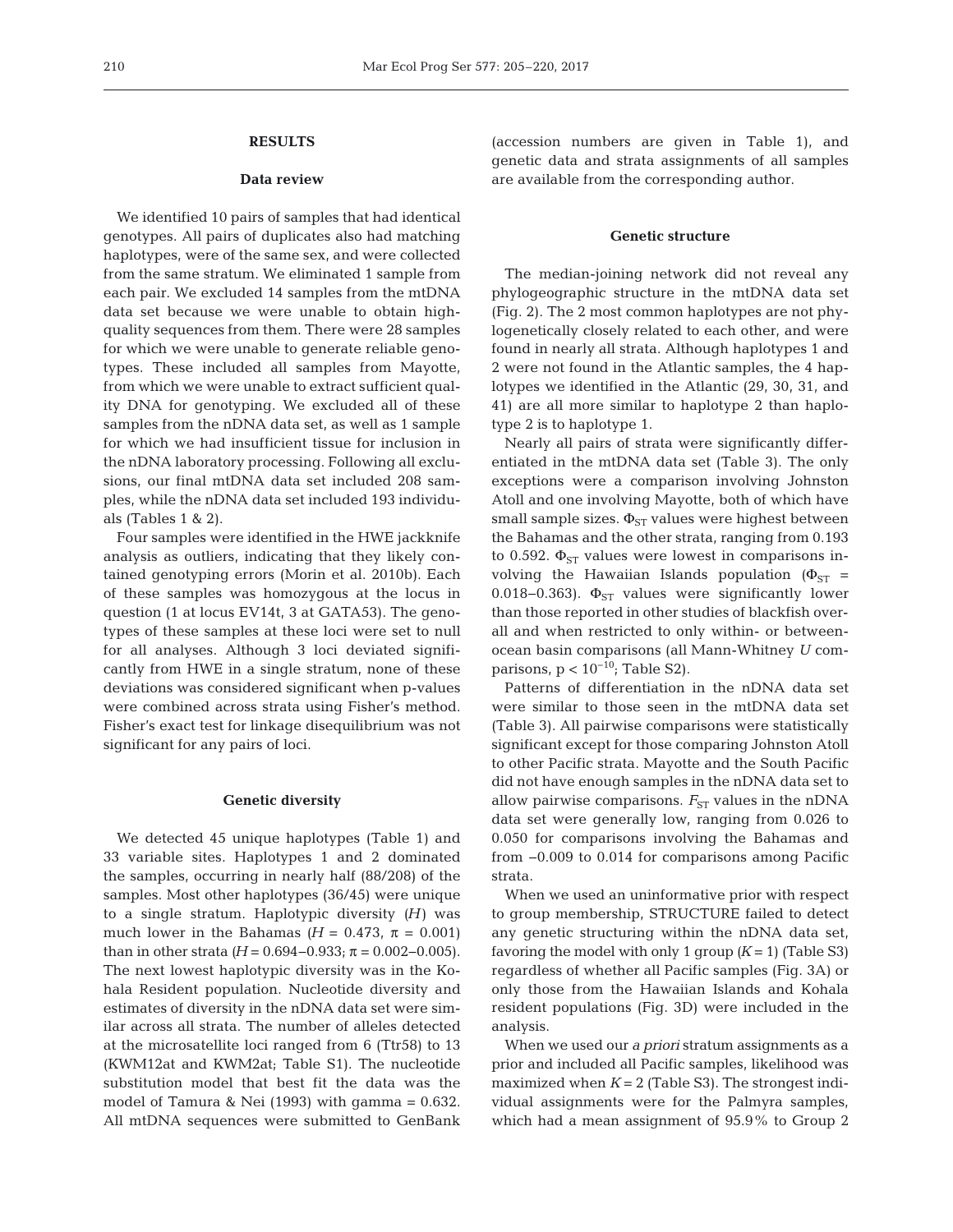## RESULTS

### Data review

We identified 10 pairs of samples that had identical genotypes. All pairs of duplicates also had matching haplotypes, were of the same sex, and were collected from the same stratum. We eliminated 1 sample from each pair. We excluded 14 samples from the mtDNA data set because we were unable to obtain high-quality sequences from them. There were 28 samples for which we were unable to generate reliable genotypes. These included all samples from Mayotte, from which we were unable to extract sufficient quality DNA for genotyping. We excluded all of these samples from the nDNA data set, as well as 1 sample for which we had insufficient tissue for inclusion in the nDNA laboratory processing. Following all exclusions, our final mtDNA data set included 208 samples, while the nDNA data set included 193 individuals (Tables 1 & 2).

Four samples were identified in the HWE jackknife analysis as outliers, indicating that they likely contained genotyping errors (Morin et al. 2010b). Each of these samples was homozygous at the locus in question (1 at locus EV14t, 3 at GATA53). The genotypes of these samples at these loci were set to null for all analyses. Although 3 loci deviated significantly from HWE in a single stratum, none of these deviations was considered significant when p-values were combined across strata using Fisher's method. Fisher's exact test for linkage disequilibrium was not significant for any pairs of loci.

### Genetic diversity

We detected 45 unique haplotypes (Table 1) and 33 variable sites. Haplotypes 1 and 2 dominated the samples, occurring in nearly half (88/208) of the samples. Most other haplotypes (36/45) were unique to a single stratum. Haplotypic diversity ($H$) was much lower in the Bahamas ($H = 0.473$, $\pi = 0.001$) than in other strata ($H = 0.694$–$0.933$; $\pi = 0.002$–$0.005$). The next lowest haplotypic diversity was in the Kohala Resident population. Nucleotide diversity and estimates of diversity in the nDNA data set were similar across all strata. The number of alleles detected at the microsatellite loci ranged from 6 (Ttr58) to 13 (KWM12at and KWM2at; Table S1). The nucleotide substitution model that best fit the data was the model of Tamura & Nei (1993) with gamma = 0.632. All mtDNA sequences were submitted to GenBank (accession numbers are given in Table 1), and genetic data and strata assignments of all samples are available from the corresponding author.

### Genetic structure

The median-joining network did not reveal any phylogeographic structure in the mtDNA data set (Fig. 2). The 2 most common haplotypes are not phylogenetically closely related to each other, and were found in nearly all strata. Although haplotypes 1 and 2 were not found in the Atlantic samples, the 4 haplotypes we identified in the Atlantic (29, 30, 31, and 41) are all more similar to haplotype 2 than haplotype 2 is to haplotype 1.

Nearly all pairs of strata were significantly differentiated in the mtDNA data set (Table 3). The only exceptions were a comparison involving Johnston Atoll and one involving Mayotte, both of which have small sample sizes. $\Phi_{ST}$ values were highest between the Bahamas and the other strata, ranging from 0.193 to 0.592. $\Phi_{ST}$ values were lowest in comparisons involving the Hawaiian Islands population ($\Phi_{ST}$ = 0.018–0.363). $\Phi_{ST}$ values were significantly lower than those reported in other studies of blackfish overall and when restricted to only within- or between-ocean basin comparisons (all Mann-Whitney $U$ comparisons, $p < 10^{-10}$; Table S2).

Patterns of differentiation in the nDNA data set were similar to those seen in the mtDNA data set (Table 3). All pairwise comparisons were statistically significant except for those comparing Johnston Atoll to other Pacific strata. Mayotte and the South Pacific did not have enough samples in the nDNA data set to allow pairwise comparisons. $F_{ST}$ values in the nDNA data set were generally low, ranging from 0.026 to 0.050 for comparisons involving the Bahamas and from −0.009 to 0.014 for comparisons among Pacific strata.

When we used an uninformative prior with respect to group membership, STRUCTURE failed to detect any genetic structuring within the nDNA data set, favoring the model with only 1 group ($K = 1$) (Table S3) regardless of whether all Pacific samples (Fig. 3A) or only those from the Hawaiian Islands and Kohala resident populations (Fig. 3D) were included in the analysis.

When we used our *a priori* stratum assignments as a prior and included all Pacific samples, likelihood was maximized when $K = 2$ (Table S3). The strongest individual assignments were for the Palmyra samples, which had a mean assignment of 95.9% to Group 2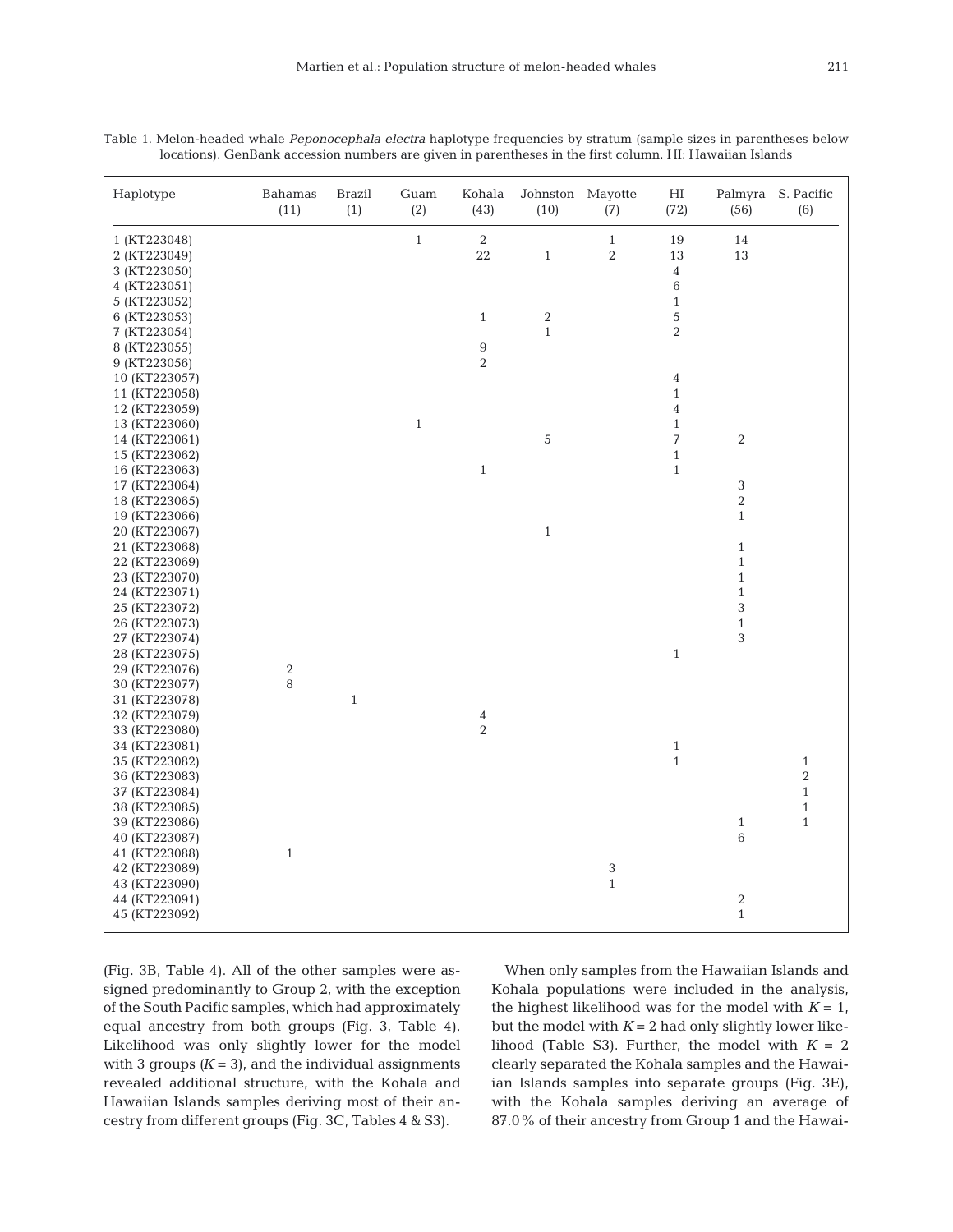Table 1. Melon-headed whale *Peponocephala electra* haplotype frequencies by stratum (sample sizes in parentheses below locations). GenBank accession numbers are given in parentheses in the first column. HI: Hawaiian Islands

| Haplotype | Bahamas (11) | Brazil (1) | Guam (2) | Kohala (43) | Johnston (10) | Mayotte (7) | HI (72) | Palmyra (56) | S. Pacific (6) |
|---|---|---|---|---|---|---|---|---|---|
| 1 (KT223048) | | | 1 | 2 | | 1 | 19 | 14 | |
| 2 (KT223049) | | | | 22 | 1 | 2 | 13 | 13 | |
| 3 (KT223050) | | | | | | | 4 | | |
| 4 (KT223051) | | | | | | | 6 | | |
| 5 (KT223052) | | | | | | | 1 | | |
| 6 (KT223053) | | | | 1 | 2 | | 5 | | |
| 7 (KT223054) | | | | | 1 | | 2 | | |
| 8 (KT223055) | | | | 9 | | | | | |
| 9 (KT223056) | | | | 2 | | | | | |
| 10 (KT223057) | | | | | | | 4 | | |
| 11 (KT223058) | | | | | | | 1 | | |
| 12 (KT223059) | | | | | | | 4 | | |
| 13 (KT223060) | | | 1 | | | | 1 | | |
| 14 (KT223061) | | | | | 5 | | 7 | 2 | |
| 15 (KT223062) | | | | | | | 1 | | |
| 16 (KT223063) | | | | 1 | | | 1 | | |
| 17 (KT223064) | | | | | | | | 3 | |
| 18 (KT223065) | | | | | | | | 2 | |
| 19 (KT223066) | | | | | | | | 1 | |
| 20 (KT223067) | | | | | 1 | | | | |
| 21 (KT223068) | | | | | | | | 1 | |
| 22 (KT223069) | | | | | | | | 1 | |
| 23 (KT223070) | | | | | | | | 1 | |
| 24 (KT223071) | | | | | | | | 1 | |
| 25 (KT223072) | | | | | | | | 3 | |
| 26 (KT223073) | | | | | | | | 1 | |
| 27 (KT223074) | | | | | | | | 3 | |
| 28 (KT223075) | | | | | | | 1 | | |
| 29 (KT223076) | 2 | | | | | | | | |
| 30 (KT223077) | 8 | | | | | | | | |
| 31 (KT223078) | | 1 | | | | | | | |
| 32 (KT223079) | | | | 4 | | | | | |
| 33 (KT223080) | | | | 2 | | | | | |
| 34 (KT223081) | | | | | | | 1 | | |
| 35 (KT223082) | | | | | | | 1 | | 1 |
| 36 (KT223083) | | | | | | | | | 2 |
| 37 (KT223084) | | | | | | | | | 1 |
| 38 (KT223085) | | | | | | | | | 1 |
| 39 (KT223086) | | | | | | | | 1 | 1 |
| 40 (KT223087) | | | | | | | | 6 | |
| 41 (KT223088) | 1 | | | | | | | | |
| 42 (KT223089) | | | | | | 3 | | | |
| 43 (KT223090) | | | | | | 1 | | | |
| 44 (KT223091) | | | | | | | | 2 | |
| 45 (KT223092) | | | | | | | | 1 | |

(Fig. 3B, Table 4). All of the other samples were assigned predominantly to Group 2, with the exception of the South Pacific samples, which had approximately equal ancestry from both groups (Fig. 3, Table 4). Likelihood was only slightly lower for the model with 3 groups ($K = 3$), and the individual assignments revealed additional structure, with the Kohala and Hawaiian Islands samples deriving most of their ancestry from different groups (Fig. 3C, Tables 4 & S3).

When only samples from the Hawaiian Islands and Kohala populations were included in the analysis, the highest likelihood was for the model with $K = 1$, but the model with $K = 2$ had only slightly lower likelihood (Table S3). Further, the model with $K = 2$ clearly separated the Kohala samples and the Hawaiian Islands samples into separate groups (Fig. 3E), with the Kohala samples deriving an average of 87.0% of their ancestry from Group 1 and the Hawai-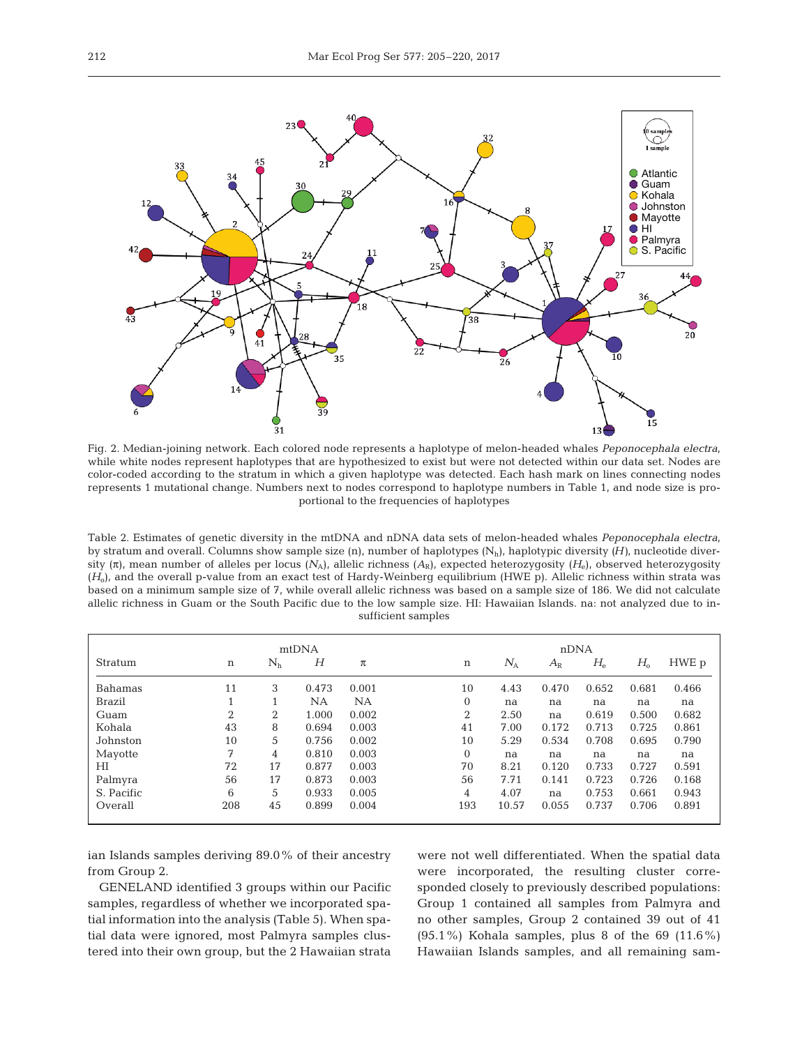Fig. 2. Median-joining network. Each colored node represents a haplotype of melon-headed whales *Peponocephala electra*, while white nodes represent haplotypes that are hypothesized to exist but were not detected within our data set. Nodes are color-coded according to the stratum in which a given haplotype was detected. Each hash mark on lines connecting nodes represents 1 mutational change. Numbers next to nodes correspond to haplotype numbers in Table 1, and node size is proportional to the frequencies of haplotypes

Table 2. Estimates of genetic diversity in the mtDNA and nDNA data sets of melon-headed whales *Peponocephala electra*, by stratum and overall. Columns show sample size (n), number of haplotypes ($N_h$), haplotypic diversity ($H$), nucleotide diversity ($\pi$), mean number of alleles per locus ($N_A$), allelic richness ($A_R$), expected heterozygosity ($H_e$), observed heterozygosity ($H_o$), and the overall p-value from an exact test of Hardy-Weinberg equilibrium (HWE p). Allelic richness within strata was based on a minimum sample size of 7, while overall allelic richness was based on a sample size of 186. We did not calculate allelic richness in Guam or the South Pacific due to the low sample size. HI: Hawaiian Islands. na: not analyzed due to insufficient samples

| | mtDNA | | | | nDNA | | | | | |
|---|---|---|---|---|---|---|---|---|---|---|
| Stratum | n | $N_h$ | $H$ | $\pi$ | n | $N_A$ | $A_R$ | $H_e$ | $H_o$ | HWE p |
| Bahamas | 11 | 3 | 0.473 | 0.001 | 10 | 4.43 | 0.470 | 0.652 | 0.681 | 0.466 |
| Brazil | 1 | 1 | NA | NA | 0 | na | na | na | na | na |
| Guam | 2 | 2 | 1.000 | 0.002 | 2 | 2.50 | na | 0.619 | 0.500 | 0.682 |
| Kohala | 43 | 8 | 0.694 | 0.003 | 41 | 7.00 | 0.172 | 0.713 | 0.725 | 0.861 |
| Johnston | 10 | 5 | 0.756 | 0.002 | 10 | 5.29 | 0.534 | 0.708 | 0.695 | 0.790 |
| Mayotte | 7 | 4 | 0.810 | 0.003 | 0 | na | na | na | na | na |
| HI | 72 | 17 | 0.877 | 0.003 | 70 | 8.21 | 0.120 | 0.733 | 0.727 | 0.591 |
| Palmyra | 56 | 17 | 0.873 | 0.003 | 56 | 7.71 | 0.141 | 0.723 | 0.726 | 0.168 |
| S. Pacific | 6 | 5 | 0.933 | 0.005 | 4 | 4.07 | na | 0.753 | 0.661 | 0.943 |
| Overall | 208 | 45 | 0.899 | 0.004 | 193 | 10.57 | 0.055 | 0.737 | 0.706 | 0.891 |

ian Islands samples deriving 89.0% of their ancestry from Group 2.

GENELAND identified 3 groups within our Pacific samples, regardless of whether we incorporated spatial information into the analysis (Table 5). When spatial data were ignored, most Palmyra samples clustered into their own group, but the 2 Hawaiian strata were not well differentiated. When the spatial data were incorporated, the resulting cluster corresponded closely to previously described populations: Group 1 contained all samples from Palmyra and no other samples, Group 2 contained 39 out of 41 (95.1%) Kohala samples, plus 8 of the 69 (11.6%) Hawaiian Islands samples, and all remaining sam-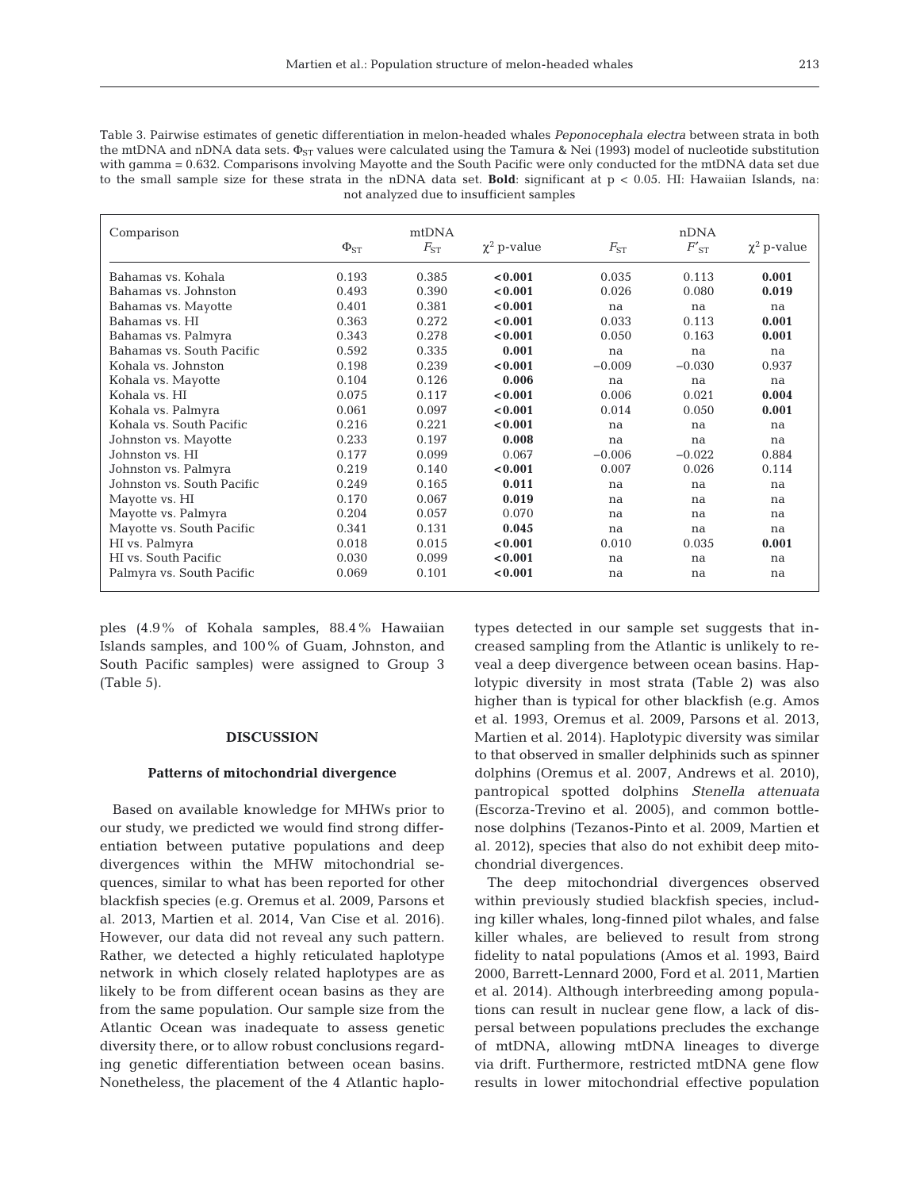Table 3. Pairwise estimates of genetic differentiation in melon-headed whales *Peponocephala electra* between strata in both the mtDNA and nDNA data sets. $\Phi_{ST}$ values were calculated using the Tamura & Nei (1993) model of nucleotide substitution with gamma = 0.632. Comparisons involving Mayotte and the South Pacific were only conducted for the mtDNA data set due to the small sample size for these strata in the nDNA data set. **Bold**: significant at $p < 0.05$. HI: Hawaiian Islands, na: not analyzed due to insufficient samples

| Comparison | mtDNA | | | nDNA | | |
|---|---|---|---|---|---|---|
| | $\Phi_{ST}$ | $F_{ST}$ | $\chi^2$ p-value | $F_{ST}$ | $F'_{ST}$ | $\chi^2$ p-value |
| Bahamas vs. Kohala | 0.193 | 0.385 | **<0.001** | 0.035 | 0.113 | **0.001** |
| Bahamas vs. Johnston | 0.493 | 0.390 | **<0.001** | 0.026 | 0.080 | **0.019** |
| Bahamas vs. Mayotte | 0.401 | 0.381 | **<0.001** | na | na | na |
| Bahamas vs. HI | 0.363 | 0.272 | **<0.001** | 0.033 | 0.113 | **0.001** |
| Bahamas vs. Palmyra | 0.343 | 0.278 | **<0.001** | 0.050 | 0.163 | **0.001** |
| Bahamas vs. South Pacific | 0.592 | 0.335 | **0.001** | na | na | na |
| Kohala vs. Johnston | 0.198 | 0.239 | **<0.001** | −0.009 | −0.030 | 0.937 |
| Kohala vs. Mayotte | 0.104 | 0.126 | **0.006** | na | na | na |
| Kohala vs. HI | 0.075 | 0.117 | **<0.001** | 0.006 | 0.021 | **0.004** |
| Kohala vs. Palmyra | 0.061 | 0.097 | **<0.001** | 0.014 | 0.050 | **0.001** |
| Kohala vs. South Pacific | 0.216 | 0.221 | **<0.001** | na | na | na |
| Johnston vs. Mayotte | 0.233 | 0.197 | **0.008** | na | na | na |
| Johnston vs. HI | 0.177 | 0.099 | 0.067 | −0.006 | −0.022 | 0.884 |
| Johnston vs. Palmyra | 0.219 | 0.140 | **<0.001** | 0.007 | 0.026 | 0.114 |
| Johnston vs. South Pacific | 0.249 | 0.165 | **0.011** | na | na | na |
| Mayotte vs. HI | 0.170 | 0.067 | **0.019** | na | na | na |
| Mayotte vs. Palmyra | 0.204 | 0.057 | 0.070 | na | na | na |
| Mayotte vs. South Pacific | 0.341 | 0.131 | **0.045** | na | na | na |
| HI vs. Palmyra | 0.018 | 0.015 | **<0.001** | 0.010 | 0.035 | **0.001** |
| HI vs. South Pacific | 0.030 | 0.099 | **<0.001** | na | na | na |
| Palmyra vs. South Pacific | 0.069 | 0.101 | **<0.001** | na | na | na |

ples (4.9% of Kohala samples, 88.4% Hawaiian Islands samples, and 100% of Guam, Johnston, and South Pacific samples) were assigned to Group 3 (Table 5).

## DISCUSSION

### Patterns of mitochondrial divergence

Based on available knowledge for MHWs prior to our study, we predicted we would find strong differentiation between putative populations and deep divergences within the MHW mitochondrial sequences, similar to what has been reported for other blackfish species (e.g. Oremus et al. 2009, Parsons et al. 2013, Martien et al. 2014, Van Cise et al. 2016). However, our data did not reveal any such pattern. Rather, we detected a highly reticulated haplotype network in which closely related haplotypes are as likely to be from different ocean basins as they are from the same population. Our sample size from the Atlantic Ocean was inadequate to assess genetic diversity there, or to allow robust conclusions regarding genetic differentiation between ocean basins. Nonetheless, the placement of the 4 Atlantic haplotypes detected in our sample set suggests that increased sampling from the Atlantic is unlikely to reveal a deep divergence between ocean basins. Haplotypic diversity in most strata (Table 2) was also higher than is typical for other blackfish (e.g. Amos et al. 1993, Oremus et al. 2009, Parsons et al. 2013, Martien et al. 2014). Haplotypic diversity was similar to that observed in smaller delphinids such as spinner dolphins (Oremus et al. 2007, Andrews et al. 2010), pantropical spotted dolphins *Stenella attenuata* (Escorza-Trevino et al. 2005), and common bottlenose dolphins (Tezanos-Pinto et al. 2009, Martien et al. 2012), species that also do not exhibit deep mitochondrial divergences.

The deep mitochondrial divergences observed within previously studied blackfish species, including killer whales, long-finned pilot whales, and false killer whales, are believed to result from strong fidelity to natal populations (Amos et al. 1993, Baird 2000, Barrett-Lennard 2000, Ford et al. 2011, Martien et al. 2014). Although interbreeding among populations can result in nuclear gene flow, a lack of dispersal between populations precludes the exchange of mtDNA, allowing mtDNA lineages to diverge via drift. Furthermore, restricted mtDNA gene flow results in lower mitochondrial effective population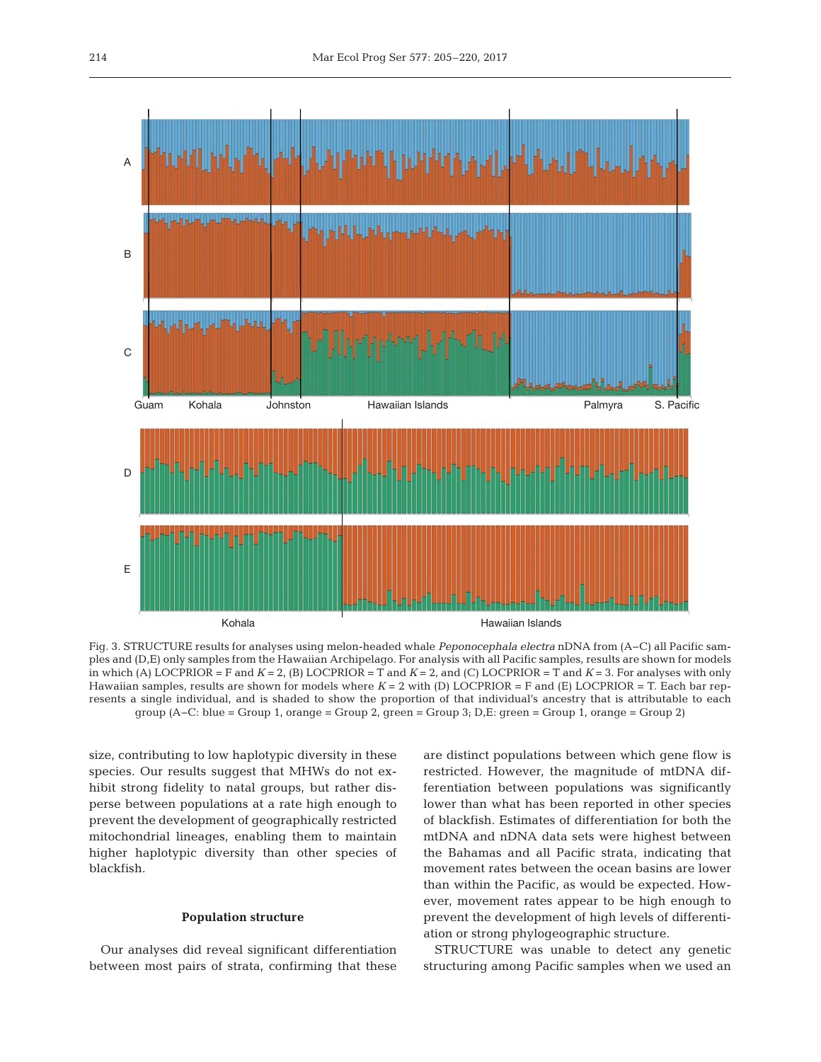Fig. 3. STRUCTURE results for analyses using melon-headed whale *Peponocephala electra* nDNA from (A–C) all Pacific samples and (D,E) only samples from the Hawaiian Archipelago. For analysis with all Pacific samples, results are shown for models in which (A) LOCPRIOR = F and $K = 2$, (B) LOCPRIOR = T and $K = 2$, and (C) LOCPRIOR = T and $K = 3$. For analyses with only Hawaiian samples, results are shown for models where $K = 2$ with (D) LOCPRIOR = F and (E) LOCPRIOR = T. Each bar represents a single individual, and is shaded to show the proportion of that individual's ancestry that is attributable to each group (A–C: blue = Group 1, orange = Group 2, green = Group 3; D,E: green = Group 1, orange = Group 2)

size, contributing to low haplotypic diversity in these species. Our results suggest that MHWs do not exhibit strong fidelity to natal groups, but rather disperse between populations at a rate high enough to prevent the development of geographically restricted mitochondrial lineages, enabling them to maintain higher haplotypic diversity than other species of blackfish.

### Population structure

Our analyses did reveal significant differentiation between most pairs of strata, confirming that these are distinct populations between which gene flow is restricted. However, the magnitude of mtDNA differentiation between populations was significantly lower than what has been reported in other species of blackfish. Estimates of differentiation for both the mtDNA and nDNA data sets were highest between the Bahamas and all Pacific strata, indicating that movement rates between the ocean basins are lower than within the Pacific, as would be expected. However, movement rates appear to be high enough to prevent the development of high levels of differentiation or strong phylogeographic structure.

STRUCTURE was unable to detect any genetic structuring among Pacific samples when we used an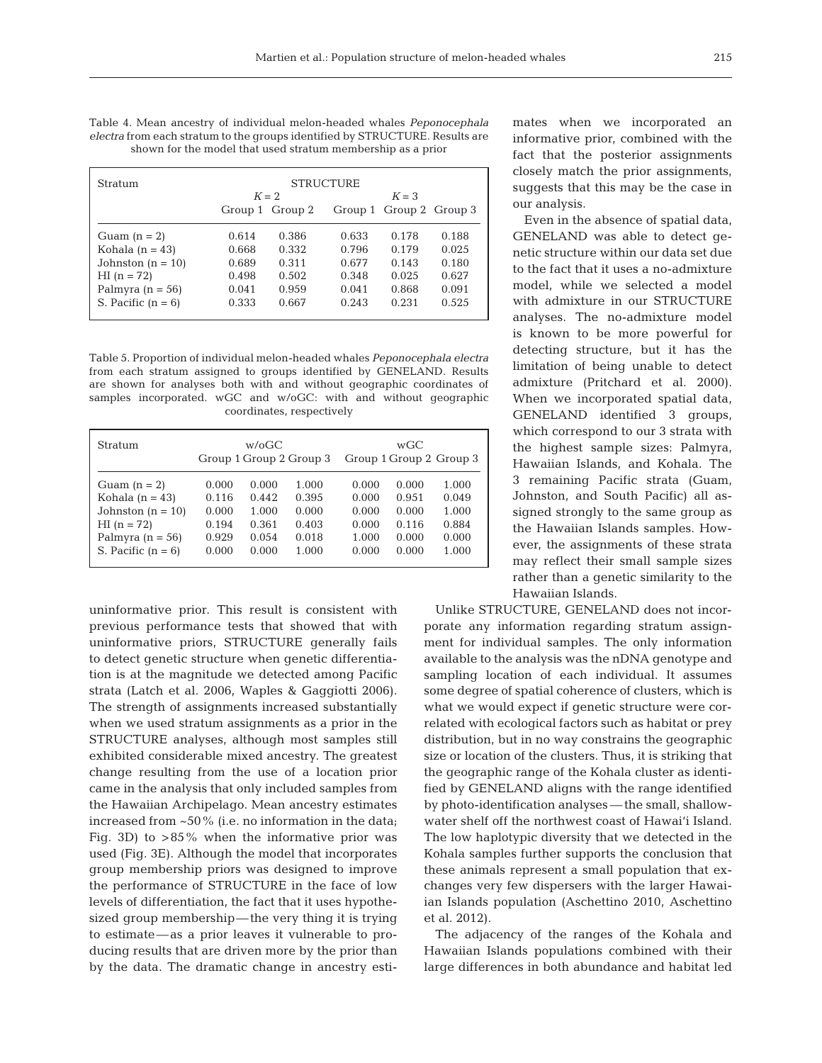Table 4. Mean ancestry of individual melon-headed whales *Peponocephala electra* from each stratum to the groups identified by STRUCTURE. Results are shown for the model that used stratum membership as a prior

| Stratum | STRUCTURE | | | | |
|---|---|---|---|---|---|
| | $K = 2$ | | $K = 3$ | | |
| | Group 1 | Group 2 | Group 1 | Group 2 | Group 3 |
| Guam (n = 2) | 0.614 | 0.386 | 0.633 | 0.178 | 0.188 |
| Kohala (n = 43) | 0.668 | 0.332 | 0.796 | 0.179 | 0.025 |
| Johnston (n = 10) | 0.689 | 0.311 | 0.677 | 0.143 | 0.180 |
| HI (n = 72) | 0.498 | 0.502 | 0.348 | 0.025 | 0.627 |
| Palmyra (n = 56) | 0.041 | 0.959 | 0.041 | 0.868 | 0.091 |
| S. Pacific (n = 6) | 0.333 | 0.667 | 0.243 | 0.231 | 0.525 |

Table 5. Proportion of individual melon-headed whales *Peponocephala electra* from each stratum assigned to groups identified by GENELAND. Results are shown for analyses both with and without geographic coordinates of samples incorporated. wGC and w/oGC: with and without geographic coordinates, respectively

| Stratum | w/oGC | | | wGC | | |
|---|---|---|---|---|---|---|
| | Group 1 | Group 2 | Group 3 | Group 1 | Group 2 | Group 3 |
| Guam (n = 2) | 0.000 | 0.000 | 1.000 | 0.000 | 0.000 | 1.000 |
| Kohala (n = 43) | 0.116 | 0.442 | 0.395 | 0.000 | 0.951 | 0.049 |
| Johnston (n = 10) | 0.000 | 1.000 | 0.000 | 0.000 | 0.000 | 1.000 |
| HI (n = 72) | 0.194 | 0.361 | 0.403 | 0.000 | 0.116 | 0.884 |
| Palmyra (n = 56) | 0.929 | 0.054 | 0.018 | 1.000 | 0.000 | 0.000 |
| S. Pacific (n = 6) | 0.000 | 0.000 | 1.000 | 0.000 | 0.000 | 1.000 |

uninformative prior. This result is consistent with previous performance tests that showed that with uninformative priors, STRUCTURE generally fails to detect genetic structure when genetic differentiation is at the magnitude we detected among Pacific strata (Latch et al. 2006, Waples & Gaggiotti 2006). The strength of assignments increased substantially when we used stratum assignments as a prior in the STRUCTURE analyses, although most samples still exhibited considerable mixed ancestry. The greatest change resulting from the use of a location prior came in the analysis that only included samples from the Hawaiian Archipelago. Mean ancestry estimates increased from ~50% (i.e. no information in the data; Fig. 3D) to >85% when the informative prior was used (Fig. 3E). Although the model that incorporates group membership priors was designed to improve the performance of STRUCTURE in the face of low levels of differentiation, the fact that it uses hypothesized group membership — the very thing it is trying to estimate — as a prior leaves it vulnerable to producing results that are driven more by the prior than by the data. The dramatic change in ancestry estimates when we incorporated an informative prior, combined with the fact that the posterior assignments closely match the prior assignments, suggests that this may be the case in our analysis.

Even in the absence of spatial data, GENELAND was able to detect genetic structure within our data set due to the fact that it uses a no-admixture model, while we selected a model with admixture in our STRUCTURE analyses. The no-admixture model is known to be more powerful for detecting structure, but it has the limitation of being unable to detect admixture (Pritchard et al. 2000). When we incorporated spatial data, GENELAND identified 3 groups, which correspond to our 3 strata with the highest sample sizes: Palmyra, Hawaiian Islands, and Kohala. The 3 remaining Pacific strata (Guam, Johnston, and South Pacific) all assigned strongly to the same group as the Hawaiian Islands samples. However, the assignments of these strata may reflect their small sample sizes rather than a genetic similarity to the Hawaiian Islands.

Unlike STRUCTURE, GENELAND does not incorporate any information regarding stratum assignment for individual samples. The only information available to the analysis was the nDNA genotype and sampling location of each individual. It assumes some degree of spatial coherence of clusters, which is what we would expect if genetic structure were correlated with ecological factors such as habitat or prey distribution, but in no way constrains the geographic size or location of the clusters. Thus, it is striking that the geographic range of the Kohala cluster as identified by GENELAND aligns with the range identified by photo-identification analyses — the small, shallow-water shelf off the northwest coast of Hawai'i Island. The low haplotypic diversity that we detected in the Kohala samples further supports the conclusion that these animals represent a small population that exchanges very few dispersers with the larger Hawaiian Islands population (Aschettino 2010, Aschettino et al. 2012).

The adjacency of the ranges of the Kohala and Hawaiian Islands populations combined with their large differences in both abundance and habitat led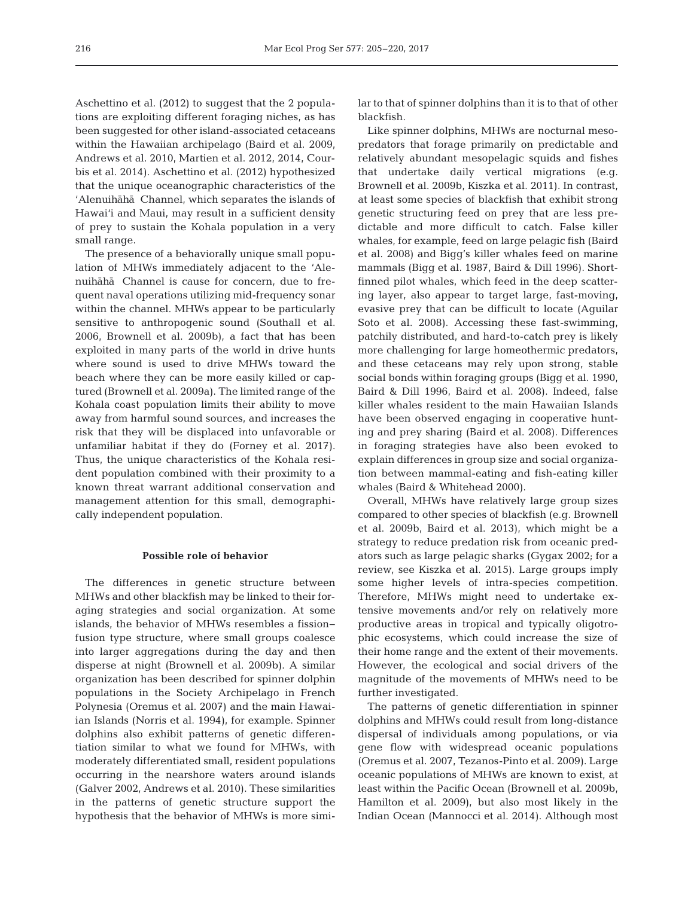Aschettino et al. (2012) to suggest that the 2 populations are exploiting different foraging niches, as has been suggested for other island-associated cetaceans within the Hawaiian archipelago (Baird et al. 2009, Andrews et al. 2010, Martien et al. 2012, 2014, Courbis et al. 2014). Aschettino et al. (2012) hypothesized that the unique oceanographic characteristics of the ʻAlenuihāhā Channel, which separates the islands of Hawaiʻi and Maui, may result in a sufficient density of prey to sustain the Kohala population in a very small range.

The presence of a behaviorally unique small population of MHWs immediately adjacent to the ʻAlenuihāhā Channel is cause for concern, due to frequent naval operations utilizing mid-frequency sonar within the channel. MHWs appear to be particularly sensitive to anthropogenic sound (Southall et al. 2006, Brownell et al. 2009b), a fact that has been exploited in many parts of the world in drive hunts where sound is used to drive MHWs toward the beach where they can be more easily killed or captured (Brownell et al. 2009a). The limited range of the Kohala coast population limits their ability to move away from harmful sound sources, and increases the risk that they will be displaced into unfavorable or unfamiliar habitat if they do (Forney et al. 2017). Thus, the unique characteristics of the Kohala resident population combined with their proximity to a known threat warrant additional conservation and management attention for this small, demographically independent population.

### Possible role of behavior

The differences in genetic structure between MHWs and other blackfish may be linked to their foraging strategies and social organization. At some islands, the behavior of MHWs resembles a fission–fusion type structure, where small groups coalesce into larger aggregations during the day and then disperse at night (Brownell et al. 2009b). A similar organization has been described for spinner dolphin populations in the Society Archipelago in French Polynesia (Oremus et al. 2007) and the main Hawaiian Islands (Norris et al. 1994), for example. Spinner dolphins also exhibit patterns of genetic differentiation similar to what we found for MHWs, with moderately differentiated small, resident populations occurring in the nearshore waters around islands (Galver 2002, Andrews et al. 2010). These similarities in the patterns of genetic structure support the hypothesis that the behavior of MHWs is more similar to that of spinner dolphins than it is to that of other blackfish.

Like spinner dolphins, MHWs are nocturnal mesopredators that forage primarily on predictable and relatively abundant mesopelagic squids and fishes that undertake daily vertical migrations (e.g. Brownell et al. 2009b, Kiszka et al. 2011). In contrast, at least some species of blackfish that exhibit strong genetic structuring feed on prey that are less predictable and more difficult to catch. False killer whales, for example, feed on large pelagic fish (Baird et al. 2008) and Bigg's killer whales feed on marine mammals (Bigg et al. 1987, Baird & Dill 1996). Short-finned pilot whales, which feed in the deep scattering layer, also appear to target large, fast-moving, evasive prey that can be difficult to locate (Aguilar Soto et al. 2008). Accessing these fast-swimming, patchily distributed, and hard-to-catch prey is likely more challenging for large homeothermic predators, and these cetaceans may rely upon strong, stable social bonds within foraging groups (Bigg et al. 1990, Baird & Dill 1996, Baird et al. 2008). Indeed, false killer whales resident to the main Hawaiian Islands have been observed engaging in cooperative hunting and prey sharing (Baird et al. 2008). Differences in foraging strategies have also been evoked to explain differences in group size and social organization between mammal-eating and fish-eating killer whales (Baird & Whitehead 2000).

Overall, MHWs have relatively large group sizes compared to other species of blackfish (e.g. Brownell et al. 2009b, Baird et al. 2013), which might be a strategy to reduce predation risk from oceanic predators such as large pelagic sharks (Gygax 2002; for a review, see Kiszka et al. 2015). Large groups imply some higher levels of intra-species competition. Therefore, MHWs might need to undertake extensive movements and/or rely on relatively more productive areas in tropical and typically oligotrophic ecosystems, which could increase the size of their home range and the extent of their movements. However, the ecological and social drivers of the magnitude of the movements of MHWs need to be further investigated.

The patterns of genetic differentiation in spinner dolphins and MHWs could result from long-distance dispersal of individuals among populations, or via gene flow with widespread oceanic populations (Oremus et al. 2007, Tezanos-Pinto et al. 2009). Large oceanic populations of MHWs are known to exist, at least within the Pacific Ocean (Brownell et al. 2009b, Hamilton et al. 2009), but also most likely in the Indian Ocean (Mannocci et al. 2014). Although most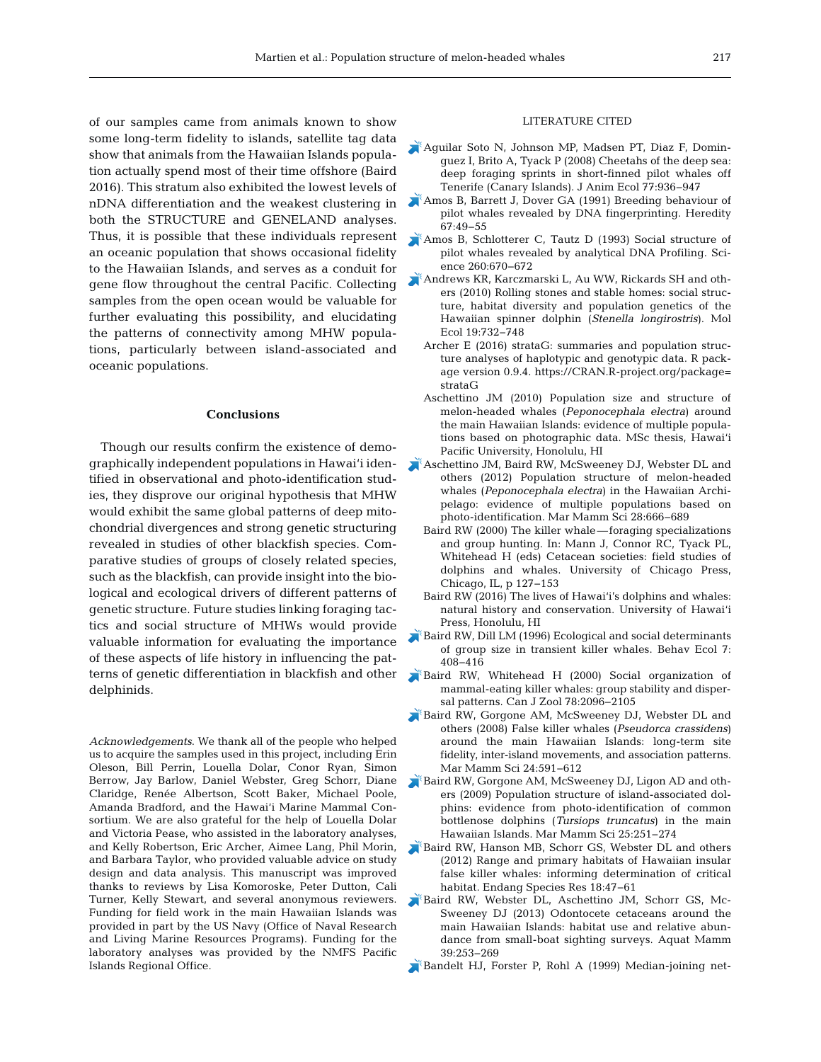of our samples came from animals known to show some long-term fidelity to islands, satellite tag data show that animals from the Hawaiian Islands population actually spend most of their time offshore (Baird 2016). This stratum also exhibited the lowest levels of nDNA differentiation and the weakest clustering in both the STRUCTURE and GENELAND analyses. Thus, it is possible that these individuals represent an oceanic population that shows occasional fidelity to the Hawaiian Islands, and serves as a conduit for gene flow throughout the central Pacific. Collecting samples from the open ocean would be valuable for further evaluating this possibility, and elucidating the patterns of connectivity among MHW populations, particularly between island-associated and oceanic populations.

## Conclusions

Though our results confirm the existence of demographically independent populations in Hawaiʻi identified in observational and photo-identification studies, they disprove our original hypothesis that MHW would exhibit the same global patterns of deep mitochondrial divergences and strong genetic structuring revealed in studies of other blackfish species. Comparative studies of groups of closely related species, such as the blackfish, can provide insight into the biological and ecological drivers of different patterns of genetic structure. Future studies linking foraging tactics and social structure of MHWs would provide valuable information for evaluating the importance of these aspects of life history in influencing the patterns of genetic differentiation in blackfish and other delphinids.

*Acknowledgements*. We thank all of the people who helped us to acquire the samples used in this project, including Erin Oleson, Bill Perrin, Louella Dolar, Conor Ryan, Simon Berrow, Jay Barlow, Daniel Webster, Greg Schorr, Diane Claridge, Renée Albertson, Scott Baker, Michael Poole, Amanda Bradford, and the Hawaiʻi Marine Mammal Consortium. We are also grateful for the help of Louella Dolar and Victoria Pease, who assisted in the laboratory analyses, and Kelly Robertson, Eric Archer, Aimee Lang, Phil Morin, and Barbara Taylor, who provided valuable advice on study design and data analysis. This manuscript was improved thanks to reviews by Lisa Komoroske, Peter Dutton, Cali Turner, Kelly Stewart, and several anonymous reviewers. Funding for field work in the main Hawaiian Islands was provided in part by the US Navy (Office of Naval Research and Living Marine Resources Programs). Funding for the laboratory analyses was provided by the NMFS Pacific Islands Regional Office.

## LITERATURE CITED

- Aguilar Soto N, Johnson MP, Madsen PT, Diaz F, Dominguez I, Brito A, Tyack P (2008) Cheetahs of the deep sea: deep foraging sprints in short-finned pilot whales off Tenerife (Canary Islands). J Anim Ecol 77:936–947
- Amos B, Barrett J, Dover GA (1991) Breeding behaviour of pilot whales revealed by DNA fingerprinting. Heredity 67:49–55
- Amos B, Schlotterer C, Tautz D (1993) Social structure of pilot whales revealed by analytical DNA Profiling. Science 260:670–672
- Andrews KR, Karczmarski L, Au WW, Rickards SH and others (2010) Rolling stones and stable homes: social structure, habitat diversity and population genetics of the Hawaiian spinner dolphin (*Stenella longirostris*). Mol Ecol 19:732–748
- Archer E (2016) strataG: summaries and population structure analyses of haplotypic and genotypic data. R package version 0.9.4. https://CRAN.R-project.org/package=strataG
- Aschettino JM (2010) Population size and structure of melon-headed whales (*Peponocephala electra*) around the main Hawaiian Islands: evidence of multiple populations based on photographic data. MSc thesis, Hawaiʻi Pacific University, Honolulu, HI
- Aschettino JM, Baird RW, McSweeney DJ, Webster DL and others (2012) Population structure of melon-headed whales (*Peponocephala electra*) in the Hawaiian Archipelago: evidence of multiple populations based on photo-identification. Mar Mamm Sci 28:666–689
- Baird RW (2000) The killer whale—foraging specializations and group hunting. In: Mann J, Connor RC, Tyack PL, Whitehead H (eds) Cetacean societies: field studies of dolphins and whales. University of Chicago Press, Chicago, IL, p 127–153
- Baird RW (2016) The lives of Hawaiʻi's dolphins and whales: natural history and conservation. University of Hawaiʻi Press, Honolulu, HI
- Baird RW, Dill LM (1996) Ecological and social determinants of group size in transient killer whales. Behav Ecol 7:408–416
- Baird RW, Whitehead H (2000) Social organization of mammal-eating killer whales: group stability and dispersal patterns. Can J Zool 78:2096–2105
- Baird RW, Gorgone AM, McSweeney DJ, Webster DL and others (2008) False killer whales (*Pseudorca crassidens*) around the main Hawaiian Islands: long-term site fidelity, inter-island movements, and association patterns. Mar Mamm Sci 24:591–612
- Baird RW, Gorgone AM, McSweeney DJ, Ligon AD and others (2009) Population structure of island-associated dolphins: evidence from photo-identification of common bottlenose dolphins (*Tursiops truncatus*) in the main Hawaiian Islands. Mar Mamm Sci 25:251–274
- Baird RW, Hanson MB, Schorr GS, Webster DL and others (2012) Range and primary habitats of Hawaiian insular false killer whales: informing determination of critical habitat. Endang Species Res 18:47–61
- Baird RW, Webster DL, Aschettino JM, Schorr GS, McSweeney DJ (2013) Odontocete cetaceans around the main Hawaiian Islands: habitat use and relative abundance from small-boat sighting surveys. Aquat Mamm 39:253–269
- Bandelt HJ, Forster P, Rohl A (1999) Median-joining net-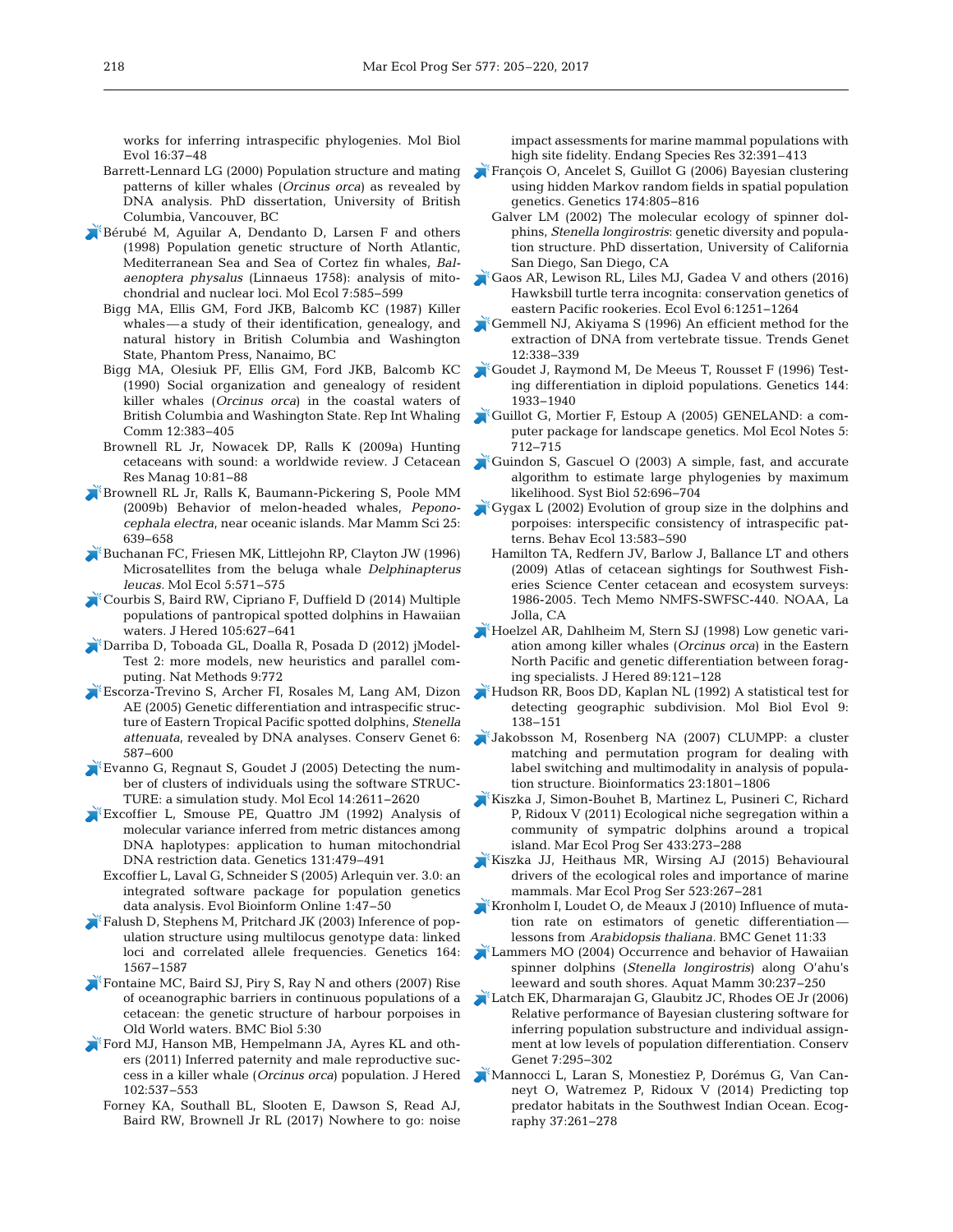works for inferring intraspecific phylogenies. Mol Biol Evol 16:37–48

Barrett-Lennard LG (2000) Population structure and mating patterns of killer whales (*Orcinus orca*) as revealed by DNA analysis. PhD dissertation, University of British Columbia, Vancouver, BC

Bérubé M, Aguilar A, Dendanto D, Larsen F and others (1998) Population genetic structure of North Atlantic, Mediterranean Sea and Sea of Cortez fin whales, *Balaenoptera physalus* (Linnaeus 1758): analysis of mitochondrial and nuclear loci. Mol Ecol 7:585–599

Bigg MA, Ellis GM, Ford JKB, Balcomb KC (1987) Killer whales — a study of their identification, genealogy, and natural history in British Columbia and Washington State, Phantom Press, Nanaimo, BC

Bigg MA, Olesiuk PF, Ellis GM, Ford JKB, Balcomb KC (1990) Social organization and genealogy of resident killer whales (*Orcinus orca*) in the coastal waters of British Columbia and Washington State. Rep Int Whaling Comm 12:383–405

Brownell RL Jr, Nowacek DP, Ralls K (2009a) Hunting cetaceans with sound: a worldwide review. J Cetacean Res Manag 10:81–88

Brownell RL Jr, Ralls K, Baumann-Pickering S, Poole MM (2009b) Behavior of melon-headed whales, *Peponocephala electra*, near oceanic islands. Mar Mamm Sci 25: 639–658

Buchanan FC, Friesen MK, Littlejohn RP, Clayton JW (1996) Microsatellites from the beluga whale *Delphinapterus leucas*. Mol Ecol 5:571–575

Courbis S, Baird RW, Cipriano F, Duffield D (2014) Multiple populations of pantropical spotted dolphins in Hawaiian waters. J Hered 105:627–641

Darriba D, Toboada GL, Doalla R, Posada D (2012) jModelTest 2: more models, new heuristics and parallel computing. Nat Methods 9:772

Escorza-Trevino S, Archer FI, Rosales M, Lang AM, Dizon AE (2005) Genetic differentiation and intraspecific structure of Eastern Tropical Pacific spotted dolphins, *Stenella attenuata*, revealed by DNA analyses. Conserv Genet 6: 587–600

Evanno G, Regnaut S, Goudet J (2005) Detecting the number of clusters of individuals using the software STRUCTURE: a simulation study. Mol Ecol 14:2611–2620

Excoffier L, Smouse PE, Quattro JM (1992) Analysis of molecular variance inferred from metric distances among DNA haplotypes: application to human mitochondrial DNA restriction data. Genetics 131:479–491

Excoffier L, Laval G, Schneider S (2005) Arlequin ver. 3.0: an integrated software package for population genetics data analysis. Evol Bioinform Online 1:47–50

Falush D, Stephens M, Pritchard JK (2003) Inference of population structure using multilocus genotype data: linked loci and correlated allele frequencies. Genetics 164: 1567–1587

Fontaine MC, Baird SJ, Piry S, Ray N and others (2007) Rise of oceanographic barriers in continuous populations of a cetacean: the genetic structure of harbour porpoises in Old World waters. BMC Biol 5:30

Ford MJ, Hanson MB, Hempelmann JA, Ayres KL and others (2011) Inferred paternity and male reproductive success in a killer whale (*Orcinus orca*) population. J Hered 102:537–553

Forney KA, Southall BL, Slooten E, Dawson S, Read AJ, Baird RW, Brownell Jr RL (2017) Nowhere to go: noise impact assessments for marine mammal populations with high site fidelity. Endang Species Res 32:391–413

François O, Ancelet S, Guillot G (2006) Bayesian clustering using hidden Markov random fields in spatial population genetics. Genetics 174:805–816

Galver LM (2002) The molecular ecology of spinner dolphins, *Stenella longirostris*: genetic diversity and population structure. PhD dissertation, University of California San Diego, San Diego, CA

Gaos AR, Lewison RL, Liles MJ, Gadea V and others (2016) Hawksbill turtle terra incognita: conservation genetics of eastern Pacific rookeries. Ecol Evol 6:1251–1264

Gemmell NJ, Akiyama S (1996) An efficient method for the extraction of DNA from vertebrate tissue. Trends Genet 12:338–339

Goudet J, Raymond M, De Meeus T, Rousset F (1996) Testing differentiation in diploid populations. Genetics 144: 1933–1940

Guillot G, Mortier F, Estoup A (2005) GENELAND: a computer package for landscape genetics. Mol Ecol Notes 5: 712–715

Guindon S, Gascuel O (2003) A simple, fast, and accurate algorithm to estimate large phylogenies by maximum likelihood. Syst Biol 52:696–704

Gygax L (2002) Evolution of group size in the dolphins and porpoises: interspecific consistency of intraspecific patterns. Behav Ecol 13:583–590

Hamilton TA, Redfern JV, Barlow J, Ballance LT and others (2009) Atlas of cetacean sightings for Southwest Fisheries Science Center cetacean and ecosystem surveys: 1986-2005. Tech Memo NMFS-SWFSC-440. NOAA, La Jolla, CA

Hoelzel AR, Dahlheim M, Stern SJ (1998) Low genetic variation among killer whales (*Orcinus orca*) in the Eastern North Pacific and genetic differentiation between foraging specialists. J Hered 89:121–128

Hudson RR, Boos DD, Kaplan NL (1992) A statistical test for detecting geographic subdivision. Mol Biol Evol 9: 138–151

Jakobsson M, Rosenberg NA (2007) CLUMPP: a cluster matching and permutation program for dealing with label switching and multimodality in analysis of population structure. Bioinformatics 23:1801–1806

Kiszka J, Simon-Bouhet B, Martinez L, Pusineri C, Richard P, Ridoux V (2011) Ecological niche segregation within a community of sympatric dolphins around a tropical island. Mar Ecol Prog Ser 433:273–288

Kiszka JJ, Heithaus MR, Wirsing AJ (2015) Behavioural drivers of the ecological roles and importance of marine mammals. Mar Ecol Prog Ser 523:267–281

Kronholm I, Loudet O, de Meaux J (2010) Influence of mutation rate on estimators of genetic differentiation—lessons from *Arabidopsis thaliana*. BMC Genet 11:33

Lammers MO (2004) Occurrence and behavior of Hawaiian spinner dolphins (*Stenella longirostris*) along O'ahu's leeward and south shores. Aquat Mamm 30:237–250

Latch EK, Dharmarajan G, Glaubitz JC, Rhodes OE Jr (2006) Relative performance of Bayesian clustering software for inferring population substructure and individual assignment at low levels of population differentiation. Conserv Genet 7:295–302

Mannocci L, Laran S, Monestiez P, Dorémus G, Van Canneyt O, Watremez P, Ridoux V (2014) Predicting top predator habitats in the Southwest Indian Ocean. Ecography 37:261–278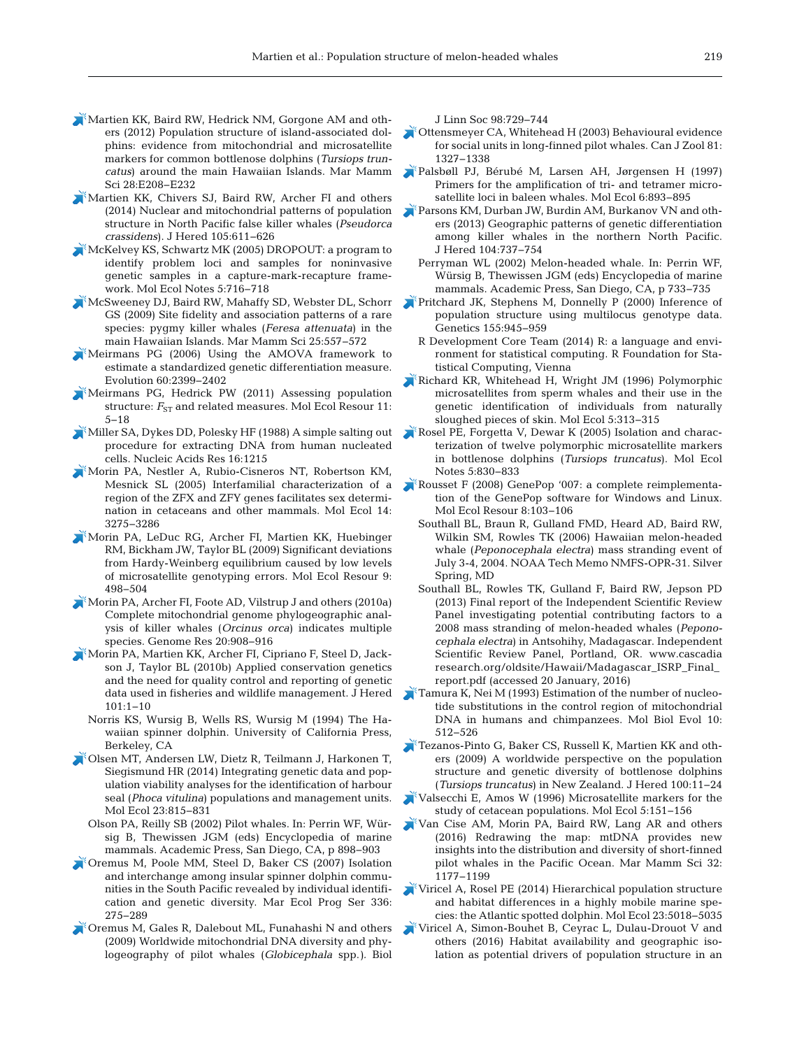Martien KK, Baird RW, Hedrick NM, Gorgone AM and others (2012) Population structure of island-associated dolphins: evidence from mitochondrial and microsatellite markers for common bottlenose dolphins (*Tursiops truncatus*) around the main Hawaiian Islands. Mar Mamm Sci 28:E208–E232

Martien KK, Chivers SJ, Baird RW, Archer FI and others (2014) Nuclear and mitochondrial patterns of population structure in North Pacific false killer whales (*Pseudorca crassidens*). J Hered 105:611–626

McKelvey KS, Schwartz MK (2005) DROPOUT: a program to identify problem loci and samples for noninvasive genetic samples in a capture-mark-recapture framework. Mol Ecol Notes 5:716–718

McSweeney DJ, Baird RW, Mahaffy SD, Webster DL, Schorr GS (2009) Site fidelity and association patterns of a rare species: pygmy killer whales (*Feresa attenuata*) in the main Hawaiian Islands. Mar Mamm Sci 25:557–572

Meirmans PG (2006) Using the AMOVA framework to estimate a standardized genetic differentiation measure. Evolution 60:2399–2402

Meirmans PG, Hedrick PW (2011) Assessing population structure: $F_{ST}$ and related measures. Mol Ecol Resour 11: 5–18

Miller SA, Dykes DD, Polesky HF (1988) A simple salting out procedure for extracting DNA from human nucleated cells. Nucleic Acids Res 16:1215

Morin PA, Nestler A, Rubio-Cisneros NT, Robertson KM, Mesnick SL (2005) Interfamilial characterization of a region of the ZFX and ZFY genes facilitates sex determination in cetaceans and other mammals. Mol Ecol 14: 3275–3286

Morin PA, LeDuc RG, Archer FI, Martien KK, Huebinger RM, Bickham JW, Taylor BL (2009) Significant deviations from Hardy-Weinberg equilibrium caused by low levels of microsatellite genotyping errors. Mol Ecol Resour 9: 498–504

Morin PA, Archer FI, Foote AD, Vilstrup J and others (2010a) Complete mitochondrial genome phylogeographic analysis of killer whales (*Orcinus orca*) indicates multiple species. Genome Res 20:908–916

Morin PA, Martien KK, Archer FI, Cipriano F, Steel D, Jackson J, Taylor BL (2010b) Applied conservation genetics and the need for quality control and reporting of genetic data used in fisheries and wildlife management. J Hered 101:1–10

Norris KS, Wursig B, Wells RS, Wursig M (1994) The Hawaiian spinner dolphin. University of California Press, Berkeley, CA

Olsen MT, Andersen LW, Dietz R, Teilmann J, Harkonen T, Siegismund HR (2014) Integrating genetic data and population viability analyses for the identification of harbour seal (*Phoca vitulina*) populations and management units. Mol Ecol 23:815–831

Olson PA, Reilly SB (2002) Pilot whales. In: Perrin WF, Würsig B, Thewissen JGM (eds) Encyclopedia of marine mammals. Academic Press, San Diego, CA, p 898–903

Oremus M, Poole MM, Steel D, Baker CS (2007) Isolation and interchange among insular spinner dolphin communities in the South Pacific revealed by individual identification and genetic diversity. Mar Ecol Prog Ser 336: 275–289

Oremus M, Gales R, Dalebout ML, Funahashi N and others (2009) Worldwide mitochondrial DNA diversity and phylogeography of pilot whales (*Globicephala* spp.). Biol J Linn Soc 98:729–744

Ottensmeyer CA, Whitehead H (2003) Behavioural evidence for social units in long-finned pilot whales. Can J Zool 81: 1327–1338

Palsbøll PJ, Bérubé M, Larsen AH, Jørgensen H (1997) Primers for the amplification of tri- and tetramer microsatellite loci in baleen whales. Mol Ecol 6:893–895

Parsons KM, Durban JW, Burdin AM, Burkanov VN and others (2013) Geographic patterns of genetic differentiation among killer whales in the northern North Pacific. J Hered 104:737–754

Perryman WL (2002) Melon-headed whale. In: Perrin WF, Würsig B, Thewissen JGM (eds) Encyclopedia of marine mammals. Academic Press, San Diego, CA, p 733–735

Pritchard JK, Stephens M, Donnelly P (2000) Inference of population structure using multilocus genotype data. Genetics 155:945–959

R Development Core Team (2014) R: a language and environment for statistical computing. R Foundation for Statistical Computing, Vienna

Richard KR, Whitehead H, Wright JM (1996) Polymorphic microsatellites from sperm whales and their use in the genetic identification of individuals from naturally sloughed pieces of skin. Mol Ecol 5:313–315

Rosel PE, Forgetta V, Dewar K (2005) Isolation and characterization of twelve polymorphic microsatellite markers in bottlenose dolphins (*Tursiops truncatus*). Mol Ecol Notes 5:830–833

Rousset F (2008) GenePop '007: a complete reimplementation of the GenePop software for Windows and Linux. Mol Ecol Resour 8:103–106

Southall BL, Braun R, Gulland FMD, Heard AD, Baird RW, Wilkin SM, Rowles TK (2006) Hawaiian melon-headed whale (*Peponocephala electra*) mass stranding event of July 3-4, 2004. NOAA Tech Memo NMFS-OPR-31. Silver Spring, MD

Southall BL, Rowles TK, Gulland F, Baird RW, Jepson PD (2013) Final report of the Independent Scientific Review Panel investigating potential contributing factors to a 2008 mass stranding of melon-headed whales (*Peponocephala electra*) in Antsohihy, Madagascar. Independent Scientific Review Panel, Portland, OR. www.cascadiaresearch.org/oldsite/Hawaii/Madagascar_ISRP_Final_report.pdf (accessed 20 January, 2016)

Tamura K, Nei M (1993) Estimation of the number of nucleotide substitutions in the control region of mitochondrial DNA in humans and chimpanzees. Mol Biol Evol 10: 512–526

Tezanos-Pinto G, Baker CS, Russell K, Martien KK and others (2009) A worldwide perspective on the population structure and genetic diversity of bottlenose dolphins (*Tursiops truncatus*) in New Zealand. J Hered 100:11–24

Valsecchi E, Amos W (1996) Microsatellite markers for the study of cetacean populations. Mol Ecol 5:151–156

Van Cise AM, Morin PA, Baird RW, Lang AR and others (2016) Redrawing the map: mtDNA provides new insights into the distribution and diversity of short-finned pilot whales in the Pacific Ocean. Mar Mamm Sci 32: 1177–1199

Viricel A, Rosel PE (2014) Hierarchical population structure and habitat differences in a highly mobile marine species: the Atlantic spotted dolphin. Mol Ecol 23:5018–5035

Viricel A, Simon-Bouhet B, Ceyrac L, Dulau-Drouot V and others (2016) Habitat availability and geographic isolation as potential drivers of population structure in an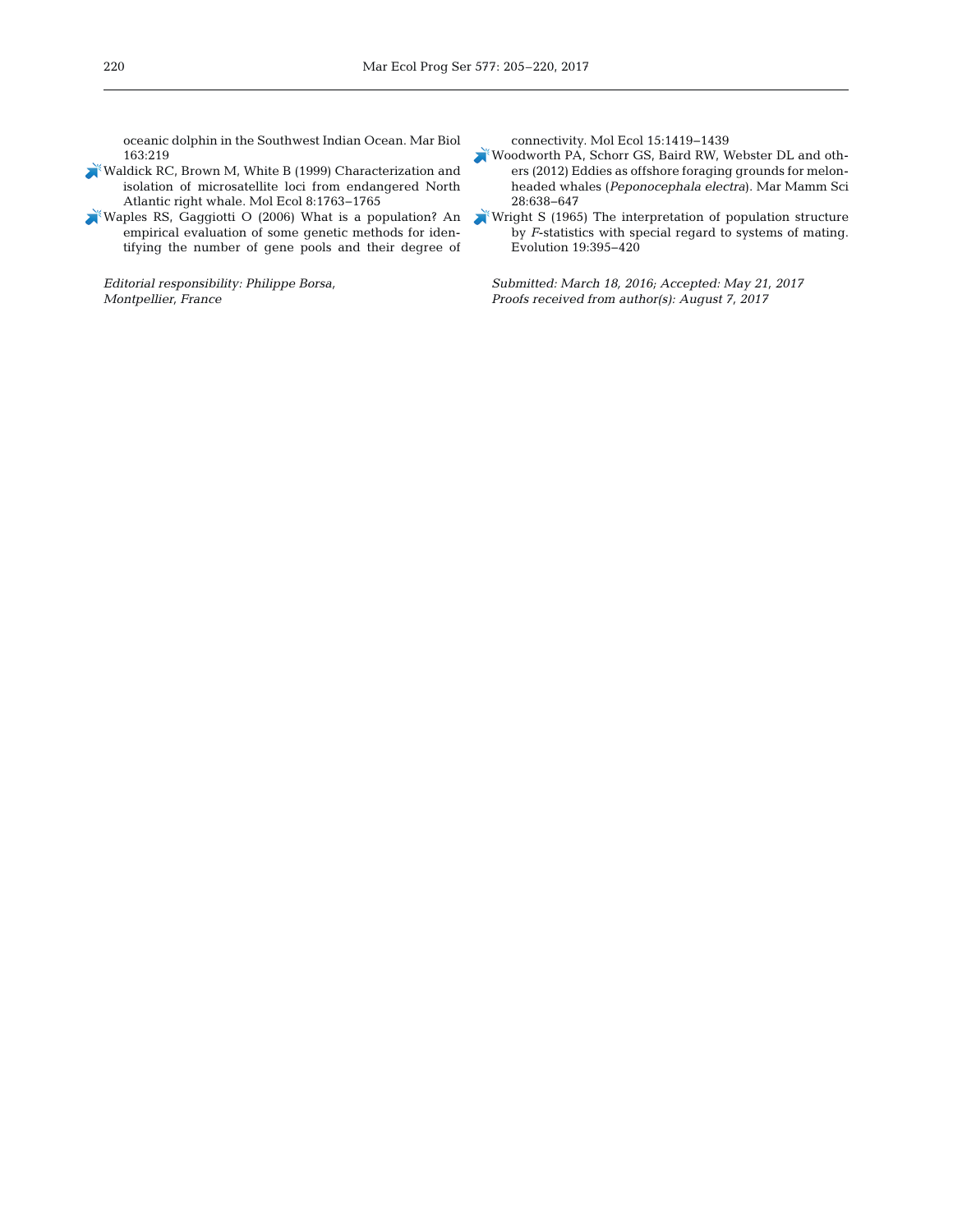oceanic dolphin in the Southwest Indian Ocean. Mar Biol 163:219

Waldick RC, Brown M, White B (1999) Characterization and isolation of microsatellite loci from endangered North Atlantic right whale. Mol Ecol 8:1763–1765

Waples RS, Gaggiotti O (2006) What is a population? An empirical evaluation of some genetic methods for identifying the number of gene pools and their degree of connectivity. Mol Ecol 15:1419–1439

Woodworth PA, Schorr GS, Baird RW, Webster DL and others (2012) Eddies as offshore foraging grounds for melon-headed whales (*Peponocephala electra*). Mar Mamm Sci 28:638–647

Wright S (1965) The interpretation of population structure by *F*-statistics with special regard to systems of mating. Evolution 19:395–420

*Editorial responsibility: Philippe Borsa, Montpellier, France*

*Submitted: March 18, 2016; Accepted: May 21, 2017*
*Proofs received from author(s): August 7, 2017*